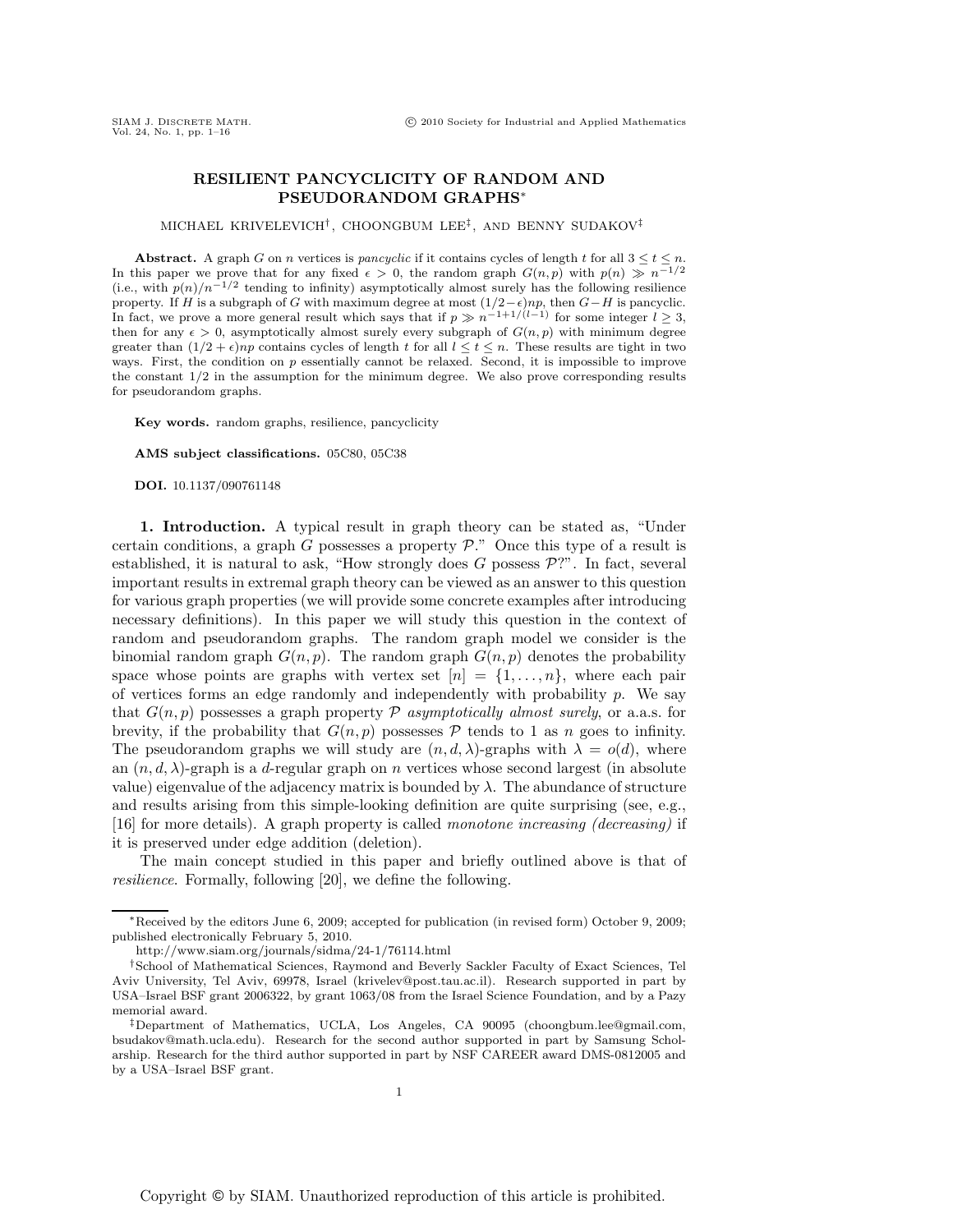# RESILIENT PANCYCLICITY OF RANDOM AND PSEUDORANDOM GRAPHS*

MICHAEL KRIVELEVICH†, CHOONGBUM LEE‡, AND BENNY SUDAKOV‡

**Abstract.** A graph $G$ on $n$ vertices is *pancyclic* if it contains cycles of length $t$ for all $3 \le t \le n$. In this paper we prove that for any fixed $\epsilon > 0$, the random graph $G(n,p)$ with $p(n) \gg n^{-1/2}$ (i.e., with $p(n)/n^{-1/2}$ tending to infinity) asymptotically almost surely has the following resilience property. If $H$ is a subgraph of $G$ with maximum degree at most $(1/2-\epsilon)np$, then $G-H$ is pancyclic. In fact, we prove a more general result which says that if $p \gg n^{-1+1/(l-1)}$ for some integer $l \ge 3$, then for any $\epsilon > 0$, asymptotically almost surely every subgraph of $G(n,p)$ with minimum degree greater than $(1/2+\epsilon)np$ contains cycles of length $t$ for all $l \le t \le n$. These results are tight in two ways. First, the condition on $p$ essentially cannot be relaxed. Second, it is impossible to improve the constant $1/2$ in the assumption for the minimum degree. We also prove corresponding results for pseudorandom graphs.

**Key words.** random graphs, resilience, pancyclicity

**AMS subject classifications.** 05C80, 05C38

**DOI.** 10.1137/090761148

## 1. Introduction.

A typical result in graph theory can be stated as, "Under certain conditions, a graph $G$ possesses a property $\mathcal{P}$." Once this type of a result is established, it is natural to ask, "How strongly does $G$ possess $\mathcal{P}$?". In fact, several important results in extremal graph theory can be viewed as an answer to this question for various graph properties (we will provide some concrete examples after introducing necessary definitions). In this paper we will study this question in the context of random and pseudorandom graphs. The random graph model we consider is the binomial random graph $G(n,p)$. The random graph $G(n,p)$ denotes the probability space whose points are graphs with vertex set $[n] = \{1,\dots,n\}$, where each pair of vertices forms an edge randomly and independently with probability $p$. We say that $G(n,p)$ possesses a graph property $\mathcal{P}$ *asymptotically almost surely*, or a.a.s. for brevity, if the probability that $G(n,p)$ possesses $\mathcal{P}$ tends to 1 as $n$ goes to infinity. The pseudorandom graphs we will study are $(n,d,\lambda)$-graphs with $\lambda = o(d)$, where an $(n,d,\lambda)$-graph is a $d$-regular graph on $n$ vertices whose second largest (in absolute value) eigenvalue of the adjacency matrix is bounded by $\lambda$. The abundance of structure and results arising from this simple-looking definition are quite surprising (see, e.g., [16] for more details). A graph property is called *monotone increasing (decreasing)* if it is preserved under edge addition (deletion).

The main concept studied in this paper and briefly outlined above is that of *resilience*. Formally, following [20], we define the following.

---

*Received by the editors June 6, 2009; accepted for publication (in revised form) October 9, 2009; published electronically February 5, 2010.
http://www.siam.org/journals/sidma/24-1/76114.html

†School of Mathematical Sciences, Raymond and Beverly Sackler Faculty of Exact Sciences, Tel Aviv University, Tel Aviv, 69978, Israel (krivelev@post.tau.ac.il). Research supported in part by USA–Israel BSF grant 2006322, by grant 1063/08 from the Israel Science Foundation, and by a Pazy memorial award.

‡Department of Mathematics, UCLA, Los Angeles, CA 90095 (choongbum.lee@gmail.com, bsudakov@math.ucla.edu). Research for the second author supported in part by Samsung Scholarship. Research for the third author supported in part by NSF CAREER award DMS-0812005 and by a USA–Israel BSF grant.

Copyright © by SIAM. Unauthorized reproduction of this article is prohibited.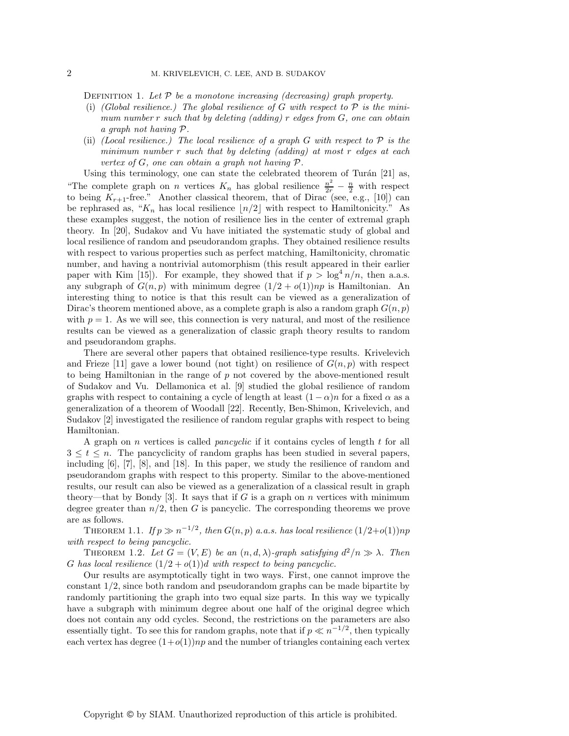Definition 1. *Let $\mathcal{P}$ be a monotone increasing (decreasing) graph property.*

(i) *(Global resilience.) The global resilience of $G$ with respect to $\mathcal{P}$ is the minimum number $r$ such that by deleting (adding) $r$ edges from $G$, one can obtain a graph not having $\mathcal{P}$.*

(ii) *(Local resilience.) The local resilience of a graph $G$ with respect to $\mathcal{P}$ is the minimum number $r$ such that by deleting (adding) at most $r$ edges at each vertex of $G$, one can obtain a graph not having $\mathcal{P}$.*

Using this terminology, one can state the celebrated theorem of Turán [21] as, "The complete graph on $n$ vertices $K_n$ has global resilience $\frac{n^2}{2r} - \frac{n}{2}$ with respect to being $K_{r+1}$-free." Another classical theorem, that of Dirac (see, e.g., [10]) can be rephrased as, "$K_n$ has local resilience $\lfloor n/2 \rfloor$ with respect to Hamiltonicity." As these examples suggest, the notion of resilience lies in the center of extremal graph theory. In [20], Sudakov and Vu have initiated the systematic study of global and local resilience of random and pseudorandom graphs. They obtained resilience results with respect to various properties such as perfect matching, Hamiltonicity, chromatic number, and having a nontrivial automorphism (this result appeared in their earlier paper with Kim [15]). For example, they showed that if $p > \log^4 n/n$, then a.a.s. any subgraph of $G(n,p)$ with minimum degree $(1/2 + o(1))np$ is Hamiltonian. An interesting thing to notice is that this result can be viewed as a generalization of Dirac's theorem mentioned above, as a complete graph is also a random graph $G(n,p)$ with $p = 1$. As we will see, this connection is very natural, and most of the resilience results can be viewed as a generalization of classic graph theory results to random and pseudorandom graphs.

There are several other papers that obtained resilience-type results. Krivelevich and Frieze [11] gave a lower bound (not tight) on resilience of $G(n,p)$ with respect to being Hamiltonian in the range of $p$ not covered by the above-mentioned result of Sudakov and Vu. Dellamonica et al. [9] studied the global resilience of random graphs with respect to containing a cycle of length at least $(1-\alpha)n$ for a fixed $\alpha$ as a generalization of a theorem of Woodall [22]. Recently, Ben-Shimon, Krivelevich, and Sudakov [2] investigated the resilience of random regular graphs with respect to being Hamiltonian.

A graph on $n$ vertices is called *pancyclic* if it contains cycles of length $t$ for all $3 \le t \le n$. The pancyclicity of random graphs has been studied in several papers, including [6], [7], [8], and [18]. In this paper, we study the resilience of random and pseudorandom graphs with respect to this property. Similar to the above-mentioned results, our result can also be viewed as a generalization of a classical result in graph theory—that by Bondy [3]. It says that if $G$ is a graph on $n$ vertices with minimum degree greater than $n/2$, then $G$ is pancyclic. The corresponding theorems we prove are as follows.

Theorem 1.1. *If $p \gg n^{-1/2}$, then $G(n,p)$ a.a.s. has local resilience $(1/2+o(1))np$ with respect to being pancyclic.*

Theorem 1.2. *Let $G = (V, E)$ be an $(n, d, \lambda)$-graph satisfying $d^2/n \gg \lambda$. Then $G$ has local resilience $(1/2 + o(1))d$ with respect to being pancyclic.*

Our results are asymptotically tight in two ways. First, one cannot improve the constant $1/2$, since both random and pseudorandom graphs can be made bipartite by randomly partitioning the graph into two equal size parts. In this way we typically have a subgraph with minimum degree about one half of the original degree which does not contain any odd cycles. Second, the restrictions on the parameters are also essentially tight. To see this for random graphs, note that if $p \ll n^{-1/2}$, then typically each vertex has degree $(1+o(1))np$ and the number of triangles containing each vertex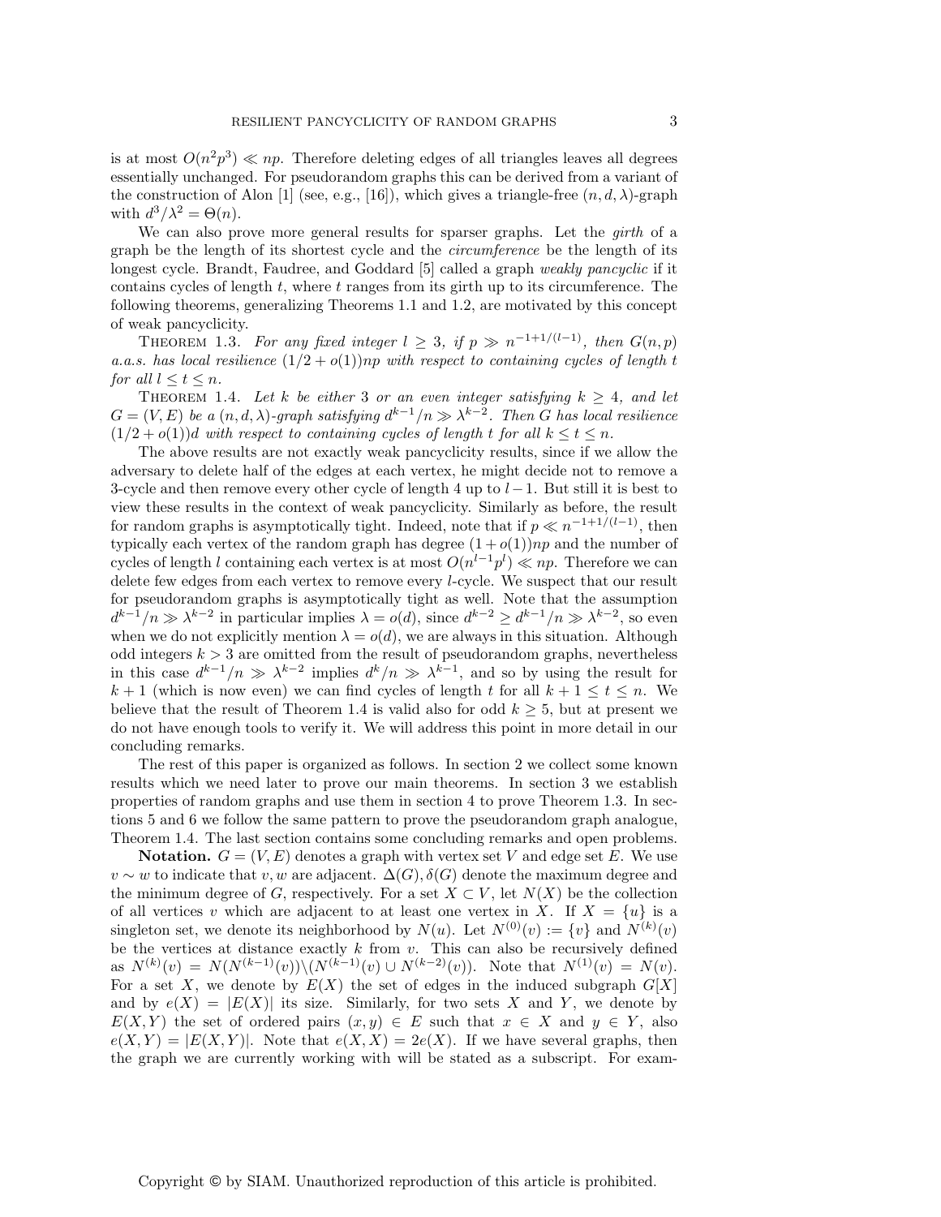is at most $O(n^2p^3) \ll np$. Therefore deleting edges of all triangles leaves all degrees essentially unchanged. For pseudorandom graphs this can be derived from a variant of the construction of Alon [1] (see, e.g., [16]), which gives a triangle-free $(n, d, \lambda)$-graph with $d^3/\lambda^2 = \Theta(n)$.

We can also prove more general results for sparser graphs. Let the *girth* of a graph be the length of its shortest cycle and the *circumference* be the length of its longest cycle. Brandt, Faudree, and Goddard [5] called a graph *weakly pancyclic* if it contains cycles of length $t$, where $t$ ranges from its girth up to its circumference. The following theorems, generalizing Theorems 1.1 and 1.2, are motivated by this concept of weak pancyclicity.

THEOREM 1.3. *For any fixed integer $l \geq 3$, if $p \gg n^{-1+1/(l-1)}$, then $G(n,p)$ a.a.s. has local resilience $(1/2 + o(1))np$ with respect to containing cycles of length $t$ for all $l \leq t \leq n$.*

THEOREM 1.4. *Let $k$ be either 3 or an even integer satisfying $k \geq 4$, and let $G = (V, E)$ be a $(n, d, \lambda)$-graph satisfying $d^{k-1}/n \gg \lambda^{k-2}$. Then $G$ has local resilience $(1/2 + o(1))d$ with respect to containing cycles of length $t$ for all $k \leq t \leq n$.*

The above results are not exactly weak pancyclicity results, since if we allow the adversary to delete half of the edges at each vertex, he might decide not to remove a 3-cycle and then remove every other cycle of length 4 up to $l-1$. But still it is best to view these results in the context of weak pancyclicity. Similarly as before, the result for random graphs is asymptotically tight. Indeed, note that if $p \ll n^{-1+1/(l-1)}$, then typically each vertex of the random graph has degree $(1+o(1))np$ and the number of cycles of length $l$ containing each vertex is at most $O(n^{l-1}p^l) \ll np$. Therefore we can delete few edges from each vertex to remove every $l$-cycle. We suspect that our result for pseudorandom graphs is asymptotically tight as well. Note that the assumption $d^{k-1}/n \gg \lambda^{k-2}$ in particular implies $\lambda = o(d)$, since $d^{k-2} \geq d^{k-1}/n \gg \lambda^{k-2}$, so even when we do not explicitly mention $\lambda = o(d)$, we are always in this situation. Although odd integers $k > 3$ are omitted from the result of pseudorandom graphs, nevertheless in this case $d^{k-1}/n \gg \lambda^{k-2}$ implies $d^k/n \gg \lambda^{k-1}$, and so by using the result for $k+1$ (which is now even) we can find cycles of length $t$ for all $k+1 \leq t \leq n$. We believe that the result of Theorem 1.4 is valid also for odd $k \geq 5$, but at present we do not have enough tools to verify it. We will address this point in more detail in our concluding remarks.

The rest of this paper is organized as follows. In section 2 we collect some known results which we need later to prove our main theorems. In section 3 we establish properties of random graphs and use them in section 4 to prove Theorem 1.3. In sections 5 and 6 we follow the same pattern to prove the pseudorandom graph analogue, Theorem 1.4. The last section contains some concluding remarks and open problems.

**Notation.** $G = (V, E)$ denotes a graph with vertex set $V$ and edge set $E$. We use $v \sim w$ to indicate that $v, w$ are adjacent. $\Delta(G), \delta(G)$ denote the maximum degree and the minimum degree of $G$, respectively. For a set $X \subset V$, let $N(X)$ be the collection of all vertices $v$ which are adjacent to at least one vertex in $X$. If $X = \{u\}$ is a singleton set, we denote its neighborhood by $N(u)$. Let $N^{(0)}(v) := \{v\}$ and $N^{(k)}(v)$ be the vertices at distance exactly $k$ from $v$. This can also be recursively defined as $N^{(k)}(v) = N(N^{(k-1)}(v)) \backslash (N^{(k-1)}(v) \cup N^{(k-2)}(v))$. Note that $N^{(1)}(v) = N(v)$. For a set $X$, we denote by $E(X)$ the set of edges in the induced subgraph $G[X]$ and by $e(X) = |E(X)|$ its size. Similarly, for two sets $X$ and $Y$, we denote by $E(X, Y)$ the set of ordered pairs $(x, y) \in E$ such that $x \in X$ and $y \in Y$, also $e(X, Y) = |E(X, Y)|$. Note that $e(X, X) = 2e(X)$. If we have several graphs, then the graph we are currently working with will be stated as a subscript. For exam-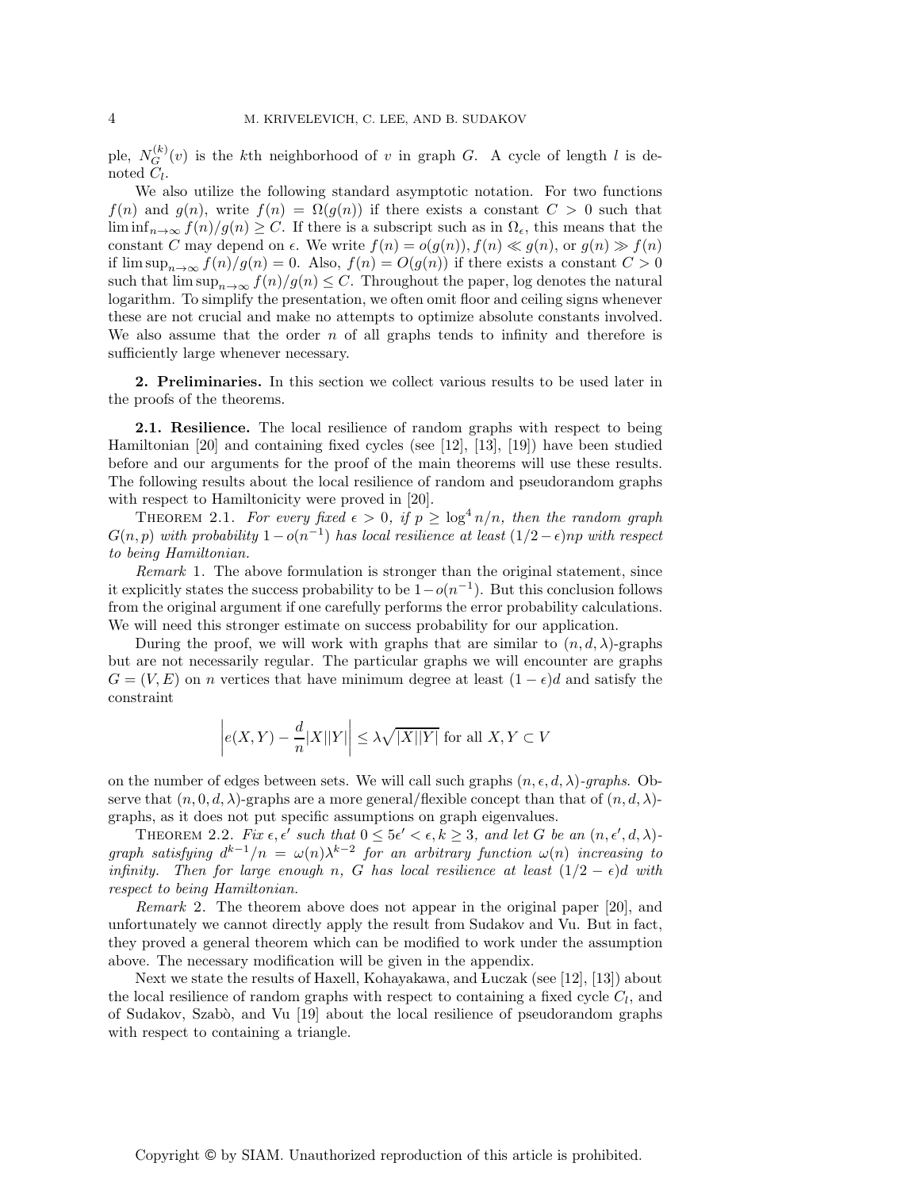ple, $N_G^{(k)}(v)$ is the $k$th neighborhood of $v$ in graph $G$. A cycle of length $l$ is denoted $C_l$.

We also utilize the following standard asymptotic notation. For two functions $f(n)$ and $g(n)$, write $f(n) = \Omega(g(n))$ if there exists a constant $C > 0$ such that $\liminf_{n\to\infty} f(n)/g(n) \geq C$. If there is a subscript such as in $\Omega_\epsilon$, this means that the constant $C$ may depend on $\epsilon$. We write $f(n) = o(g(n))$, $f(n) \ll g(n)$, or $g(n) \gg f(n)$ if $\limsup_{n\to\infty} f(n)/g(n) = 0$. Also, $f(n) = O(g(n))$ if there exists a constant $C > 0$ such that $\limsup_{n\to\infty} f(n)/g(n) \leq C$. Throughout the paper, log denotes the natural logarithm. To simplify the presentation, we often omit floor and ceiling signs whenever these are not crucial and make no attempts to optimize absolute constants involved. We also assume that the order $n$ of all graphs tends to infinity and therefore is sufficiently large whenever necessary.

## 2. Preliminaries.

In this section we collect various results to be used later in the proofs of the theorems.

### 2.1. Resilience.

The local resilience of random graphs with respect to being Hamiltonian [20] and containing fixed cycles (see [12], [13], [19]) have been studied before and our arguments for the proof of the main theorems will use these results. The following results about the local resilience of random and pseudorandom graphs with respect to Hamiltonicity were proved in [20].

Theorem 2.1. *For every fixed $\epsilon > 0$, if $p \geq \log^4 n/n$, then the random graph $G(n,p)$ with probability $1 - o(n^{-1})$ has local resilience at least $(1/2 - \epsilon)np$ with respect to being Hamiltonian.*

*Remark* 1. The above formulation is stronger than the original statement, since it explicitly states the success probability to be $1 - o(n^{-1})$. But this conclusion follows from the original argument if one carefully performs the error probability calculations. We will need this stronger estimate on success probability for our application.

During the proof, we will work with graphs that are similar to $(n, d, \lambda)$-graphs but are not necessarily regular. The particular graphs we will encounter are graphs $G = (V, E)$ on $n$ vertices that have minimum degree at least $(1 - \epsilon)d$ and satisfy the constraint

$$\left| e(X,Y) - \frac{d}{n}|X||Y| \right| \leq \lambda\sqrt{|X||Y|} \text{ for all } X, Y \subset V$$

on the number of edges between sets. We will call such graphs $(n, \epsilon, d, \lambda)$*-graphs*. Observe that $(n, 0, d, \lambda)$-graphs are a more general/flexible concept than that of $(n, d, \lambda)$-graphs, as it does not put specific assumptions on graph eigenvalues.

Theorem 2.2. *Fix $\epsilon, \epsilon'$ such that $0 \leq 5\epsilon' < \epsilon, k \geq 3$, and let $G$ be an $(n, \epsilon', d, \lambda)$-graph satisfying $d^{k-1}/n = \omega(n)\lambda^{k-2}$ for an arbitrary function $\omega(n)$ increasing to infinity. Then for large enough $n$, $G$ has local resilience at least $(1/2 - \epsilon)d$ with respect to being Hamiltonian.*

*Remark* 2. The theorem above does not appear in the original paper [20], and unfortunately we cannot directly apply the result from Sudakov and Vu. But in fact, they proved a general theorem which can be modified to work under the assumption above. The necessary modification will be given in the appendix.

Next we state the results of Haxell, Kohayakawa, and Łuczak (see [12], [13]) about the local resilience of random graphs with respect to containing a fixed cycle $C_l$, and of Sudakov, Szabò, and Vu [19] about the local resilience of pseudorandom graphs with respect to containing a triangle.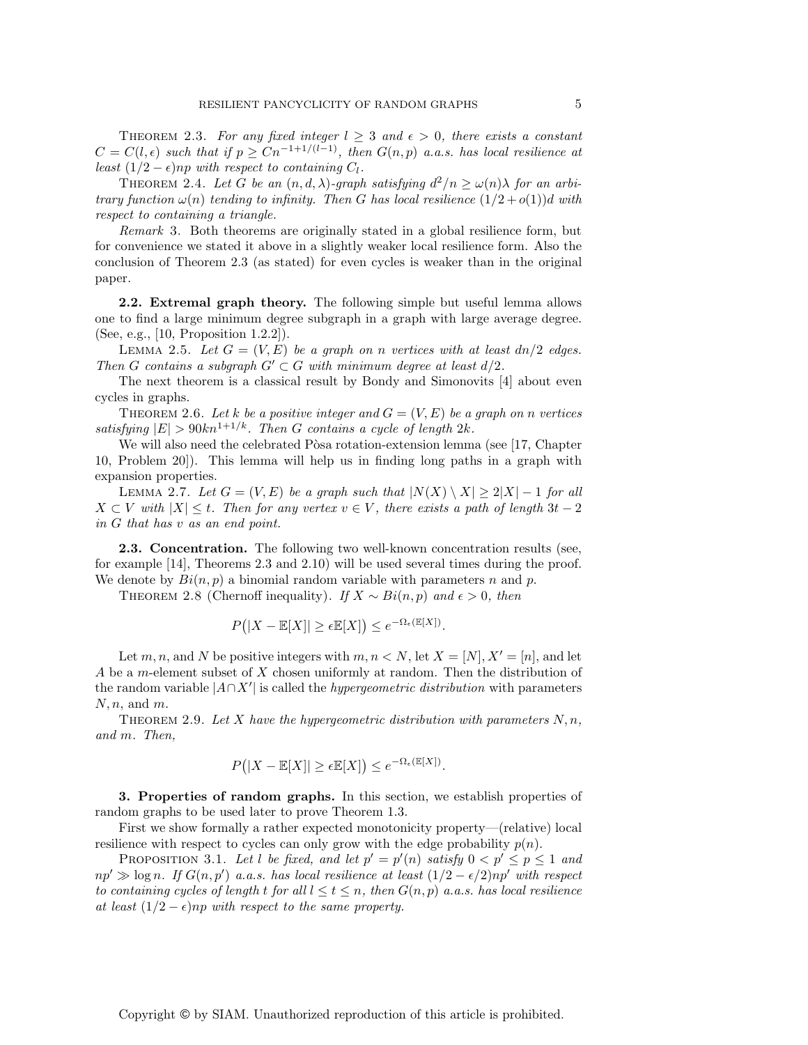THEOREM 2.3. *For any fixed integer $l \geq 3$ and $\epsilon > 0$, there exists a constant $C = C(l, \epsilon)$ such that if $p \geq Cn^{-1+1/(l-1)}$, then $G(n, p)$ a.a.s. has local resilience at least $(1/2 - \epsilon)np$ with respect to containing $C_l$.*

THEOREM 2.4. *Let $G$ be an $(n, d, \lambda)$-graph satisfying $d^2/n \geq \omega(n)\lambda$ for an arbitrary function $\omega(n)$ tending to infinity. Then $G$ has local resilience $(1/2 + o(1))d$ with respect to containing a triangle.*

*Remark* 3. Both theorems are originally stated in a global resilience form, but for convenience we stated it above in a slightly weaker local resilience form. Also the conclusion of Theorem 2.3 (as stated) for even cycles is weaker than in the original paper.

**2.2. Extremal graph theory.** The following simple but useful lemma allows one to find a large minimum degree subgraph in a graph with large average degree. (See, e.g., [10, Proposition 1.2.2]).

LEMMA 2.5. *Let $G = (V, E)$ be a graph on $n$ vertices with at least $dn/2$ edges. Then $G$ contains a subgraph $G' \subset G$ with minimum degree at least $d/2$.*

The next theorem is a classical result by Bondy and Simonovits [4] about even cycles in graphs.

THEOREM 2.6. *Let $k$ be a positive integer and $G = (V, E)$ be a graph on $n$ vertices satisfying $|E| > 90kn^{1+1/k}$. Then $G$ contains a cycle of length $2k$.*

We will also need the celebrated Pòsa rotation-extension lemma (see [17, Chapter 10, Problem 20]). This lemma will help us in finding long paths in a graph with expansion properties.

LEMMA 2.7. *Let $G = (V, E)$ be a graph such that $|N(X) \setminus X| \geq 2|X| - 1$ for all $X \subset V$ with $|X| \leq t$. Then for any vertex $v \in V$, there exists a path of length $3t - 2$ in $G$ that has $v$ as an end point.*

**2.3. Concentration.** The following two well-known concentration results (see, for example [14], Theorems 2.3 and 2.10) will be used several times during the proof. We denote by $Bi(n, p)$ a binomial random variable with parameters $n$ and $p$.

THEOREM 2.8 (Chernoff inequality). *If $X \sim Bi(n, p)$ and $\epsilon > 0$, then*

$$P\big(|X - \mathbb{E}[X]| \geq \epsilon\mathbb{E}[X]\big) \leq e^{-\Omega_\epsilon(\mathbb{E}[X])}.$$

Let $m, n$, and $N$ be positive integers with $m, n < N$, let $X = [N]$, $X' = [n]$, and let $A$ be a $m$-element subset of $X$ chosen uniformly at random. Then the distribution of the random variable $|A \cap X'|$ is called the *hypergeometric distribution* with parameters $N, n$, and $m$.

THEOREM 2.9. *Let $X$ have the hypergeometric distribution with parameters $N, n$, and $m$. Then,*

$$P\big(|X - \mathbb{E}[X]| \geq \epsilon\mathbb{E}[X]\big) \leq e^{-\Omega_\epsilon(\mathbb{E}[X])}.$$

**3. Properties of random graphs.** In this section, we establish properties of random graphs to be used later to prove Theorem 1.3.

First we show formally a rather expected monotonicity property—(relative) local resilience with respect to cycles can only grow with the edge probability $p(n)$.

PROPOSITION 3.1. *Let $l$ be fixed, and let $p' = p'(n)$ satisfy $0 < p' \leq p \leq 1$ and $np' \gg \log n$. If $G(n, p')$ a.a.s. has local resilience at least $(1/2 - \epsilon/2)np'$ with respect to containing cycles of length $t$ for all $l \leq t \leq n$, then $G(n, p)$ a.a.s. has local resilience at least $(1/2 - \epsilon)np$ with respect to the same property.*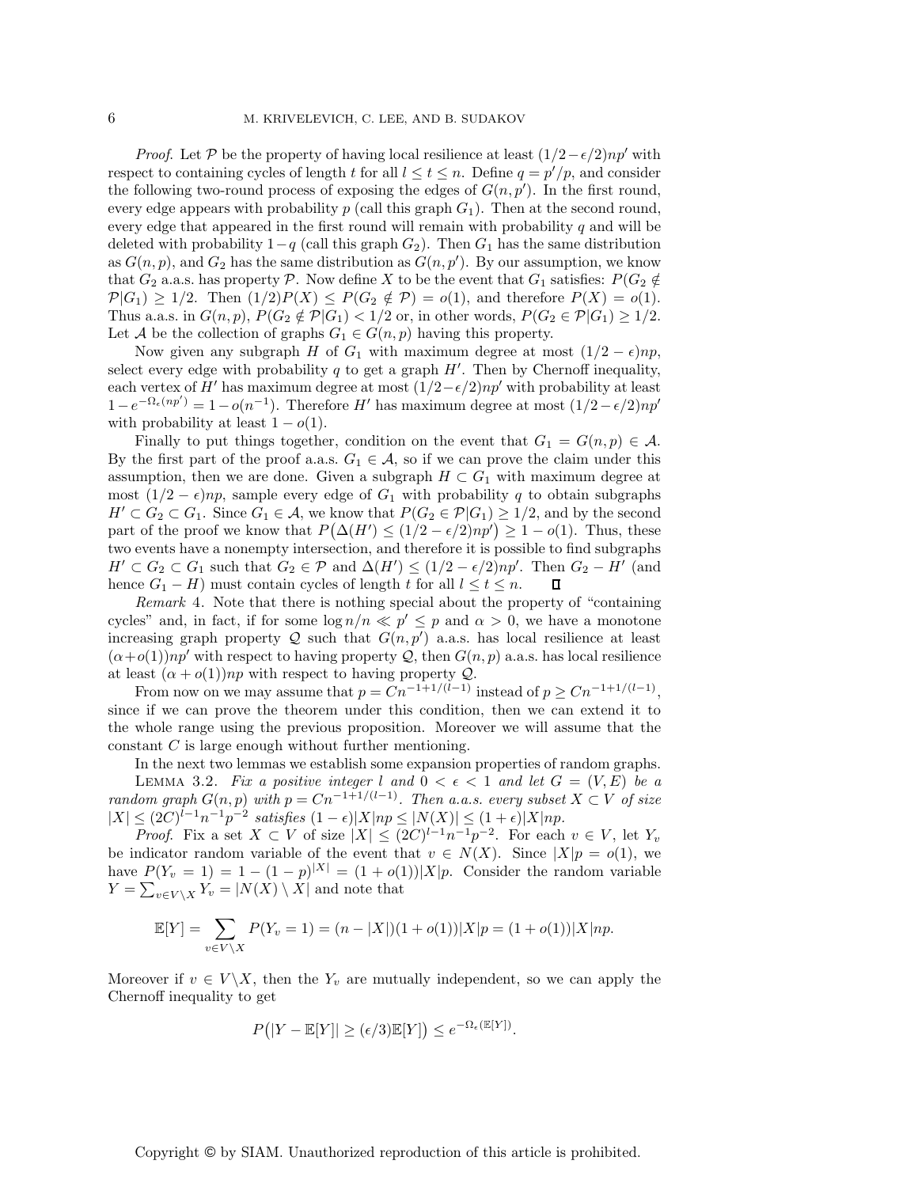*Proof*. Let $\mathcal{P}$ be the property of having local resilience at least $(1/2-\epsilon/2)np'$ with respect to containing cycles of length $t$ for all $l \le t \le n$. Define $q = p'/p$, and consider the following two-round process of exposing the edges of $G(n,p')$. In the first round, every edge appears with probability $p$ (call this graph $G_1$). Then at the second round, every edge that appeared in the first round will remain with probability $q$ and will be deleted with probability $1-q$ (call this graph $G_2$). Then $G_1$ has the same distribution as $G(n,p)$, and $G_2$ has the same distribution as $G(n,p')$. By our assumption, we know that $G_2$ a.a.s. has property $\mathcal{P}$. Now define $X$ to be the event that $G_1$ satisfies: $P(G_2 \notin \mathcal{P}|G_1) \ge 1/2$. Then $(1/2)P(X) \le P(G_2 \notin \mathcal{P}) = o(1)$, and therefore $P(X) = o(1)$. Thus a.a.s. in $G(n,p)$, $P(G_2 \notin \mathcal{P}|G_1) < 1/2$ or, in other words, $P(G_2 \in \mathcal{P}|G_1) \ge 1/2$. Let $\mathcal{A}$ be the collection of graphs $G_1 \in G(n,p)$ having this property.

Now given any subgraph $H$ of $G_1$ with maximum degree at most $(1/2-\epsilon)np$, select every edge with probability $q$ to get a graph $H'$. Then by Chernoff inequality, each vertex of $H'$ has maximum degree at most $(1/2-\epsilon/2)np'$ with probability at least $1-e^{-\Omega_\epsilon(np')} = 1-o(n^{-1})$. Therefore $H'$ has maximum degree at most $(1/2-\epsilon/2)np'$ with probability at least $1-o(1)$.

Finally to put things together, condition on the event that $G_1 = G(n,p) \in \mathcal{A}$. By the first part of the proof a.a.s. $G_1 \in \mathcal{A}$, so if we can prove the claim under this assumption, then we are done. Given a subgraph $H \subset G_1$ with maximum degree at most $(1/2-\epsilon)np$, sample every edge of $G_1$ with probability $q$ to obtain subgraphs $H' \subset G_2 \subset G_1$. Since $G_1 \in \mathcal{A}$, we know that $P(G_2 \in \mathcal{P}|G_1) \ge 1/2$, and by the second part of the proof we know that $P\big(\Delta(H') \le (1/2-\epsilon/2)np'\big) \ge 1-o(1)$. Thus, these two events have a nonempty intersection, and therefore it is possible to find subgraphs $H' \subset G_2 \subset G_1$ such that $G_2 \in \mathcal{P}$ and $\Delta(H') \le (1/2-\epsilon/2)np'$. Then $G_2 - H'$ (and hence $G_1 - H$) must contain cycles of length $t$ for all $l \le t \le n$. ∎

*Remark* 4. Note that there is nothing special about the property of "containing cycles" and, in fact, if for some $\log n/n \ll p' \le p$ and $\alpha > 0$, we have a monotone increasing graph property $\mathcal{Q}$ such that $G(n,p')$ a.a.s. has local resilience at least $(\alpha+o(1))np'$ with respect to having property $\mathcal{Q}$, then $G(n,p)$ a.a.s. has local resilience at least $(\alpha+o(1))np$ with respect to having property $\mathcal{Q}$.

From now on we may assume that $p = Cn^{-1+1/(l-1)}$ instead of $p \ge Cn^{-1+1/(l-1)}$, since if we can prove the theorem under this condition, then we can extend it to the whole range using the previous proposition. Moreover we will assume that the constant $C$ is large enough without further mentioning.

In the next two lemmas we establish some expansion properties of random graphs.

LEMMA 3.2. *Fix a positive integer $l$ and $0 < \epsilon < 1$ and let $G = (V,E)$ be a random graph $G(n,p)$ with $p = Cn^{-1+1/(l-1)}$. Then a.a.s. every subset $X \subset V$ of size $|X| \le (2C)^{l-1}n^{-1}p^{-2}$ satisfies $(1-\epsilon)|X|np \le |N(X)| \le (1+\epsilon)|X|np$.*

*Proof*. Fix a set $X \subset V$ of size $|X| \le (2C)^{l-1}n^{-1}p^{-2}$. For each $v \in V$, let $Y_v$ be indicator random variable of the event that $v \in N(X)$. Since $|X|p = o(1)$, we have $P(Y_v = 1) = 1-(1-p)^{|X|} = (1+o(1))|X|p$. Consider the random variable $Y = \sum_{v \in V\setminus X} Y_v = |N(X) \setminus X|$ and note that

$$\mathbb{E}[Y] = \sum_{v \in V\setminus X} P(Y_v = 1) = (n-|X|)(1+o(1))|X|p = (1+o(1))|X|np.$$

Moreover if $v \in V\setminus X$, then the $Y_v$ are mutually independent, so we can apply the Chernoff inequality to get

$$P\big(|Y-\mathbb{E}[Y]| \ge (\epsilon/3)\mathbb{E}[Y]\big) \le e^{-\Omega_\epsilon(\mathbb{E}[Y])}.$$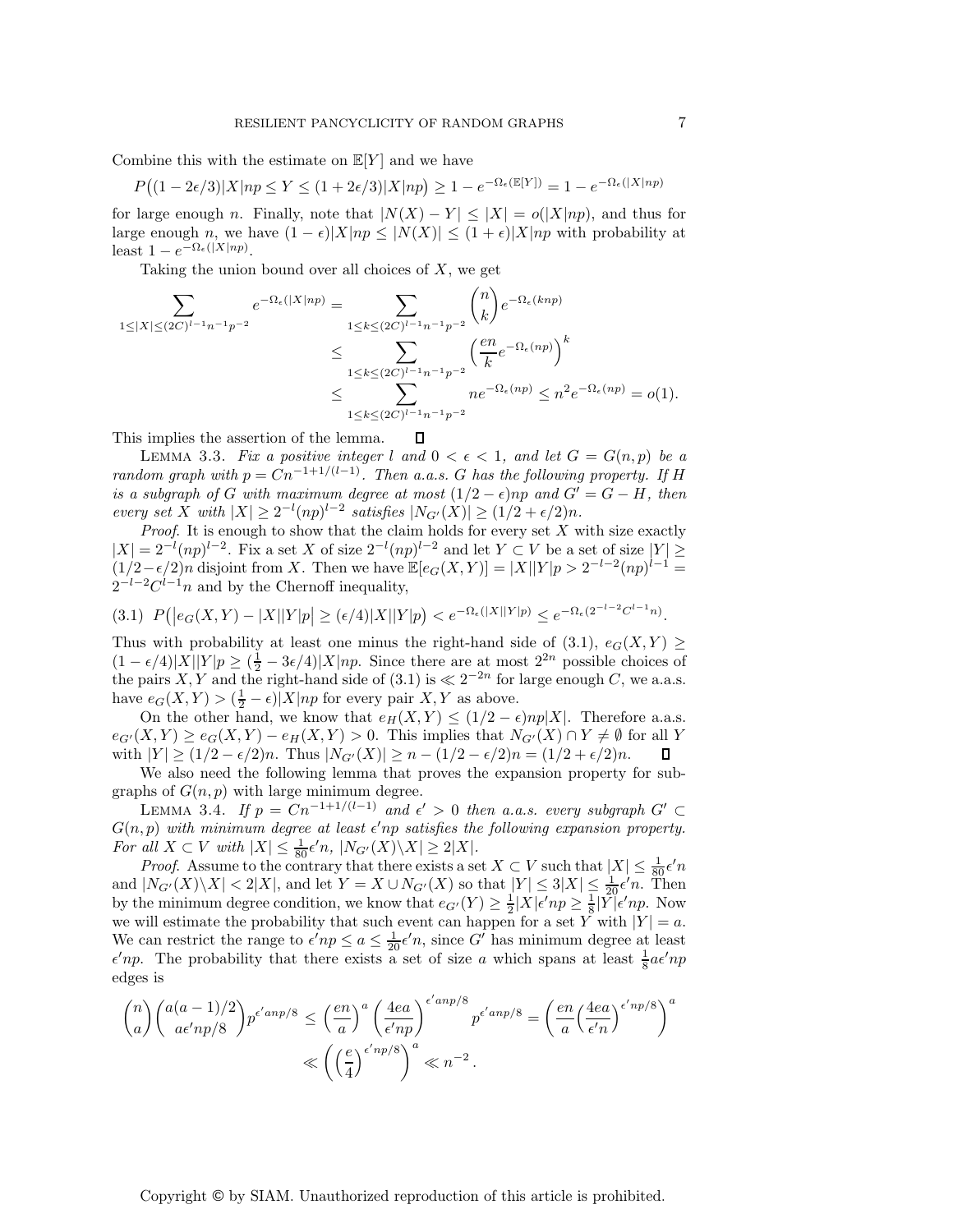Combine this with the estimate on $\mathbb{E}[Y]$ and we have

$$P\big((1-2\epsilon/3)|X|np \le Y \le (1+2\epsilon/3)|X|np\big) \ge 1 - e^{-\Omega_\epsilon(\mathbb{E}[Y])} = 1 - e^{-\Omega_\epsilon(|X|np)}$$

for large enough $n$. Finally, note that $|N(X) - Y| \le |X| = o(|X|np)$, and thus for large enough $n$, we have $(1-\epsilon)|X|np \le |N(X)| \le (1+\epsilon)|X|np$ with probability at least $1 - e^{-\Omega_\epsilon(|X|np)}$.

Taking the union bound over all choices of $X$, we get

$$\begin{aligned}
\sum_{1 \le |X| \le (2C)^{l-1}n^{-1}p^{-2}} e^{-\Omega_\epsilon(|X|np)} &= \sum_{1 \le k \le (2C)^{l-1}n^{-1}p^{-2}} \binom{n}{k} e^{-\Omega_\epsilon(knp)} \\
&\le \sum_{1 \le k \le (2C)^{l-1}n^{-1}p^{-2}} \left(\frac{en}{k} e^{-\Omega_\epsilon(np)}\right)^k \\
&\le \sum_{1 \le k \le (2C)^{l-1}n^{-1}p^{-2}} n e^{-\Omega_\epsilon(np)} \le n^2 e^{-\Omega_\epsilon(np)} = o(1).
\end{aligned}$$

This implies the assertion of the lemma. ∎

Lemma 3.3. *Fix a positive integer $l$ and $0 < \epsilon < 1$, and let $G = G(n,p)$ be a random graph with $p = Cn^{-1+1/(l-1)}$. Then a.a.s. $G$ has the following property. If $H$ is a subgraph of $G$ with maximum degree at most $(1/2-\epsilon)np$ and $G' = G - H$, then every set $X$ with $|X| \ge 2^{-l}(np)^{l-2}$ satisfies $|N_{G'}(X)| \ge (1/2 + \epsilon/2)n$.*

*Proof.* It is enough to show that the claim holds for every set $X$ with size exactly $|X| = 2^{-l}(np)^{l-2}$. Fix a set $X$ of size $2^{-l}(np)^{l-2}$ and let $Y \subset V$ be a set of size $|Y| \ge (1/2-\epsilon/2)n$ disjoint from $X$. Then we have $\mathbb{E}[e_G(X,Y)] = |X||Y|p > 2^{-l-2}(np)^{l-1} = 2^{-l-2}C^{l-1}n$ and by the Chernoff inequality,

$$P\big(\big|e_G(X,Y) - |X||Y|p\big| \ge (\epsilon/4)|X||Y|p\big) < e^{-\Omega_\epsilon(|X||Y|p)} \le e^{-\Omega_\epsilon(2^{-l-2}C^{l-1}n)}. \tag{3.1}$$

Thus with probability at least one minus the right-hand side of (3.1), $e_G(X,Y) \ge (1-\epsilon/4)|X||Y|p \ge (\frac{1}{2} - 3\epsilon/4)|X|np$. Since there are at most $2^{2n}$ possible choices of the pairs $X, Y$ and the right-hand side of (3.1) is $\ll 2^{-2n}$ for large enough $C$, we a.a.s. have $e_G(X,Y) > (\frac{1}{2} - \epsilon)|X|np$ for every pair $X, Y$ as above.

On the other hand, we know that $e_H(X,Y) \le (1/2-\epsilon)np|X|$. Therefore a.a.s. $e_{G'}(X,Y) \ge e_G(X,Y) - e_H(X,Y) > 0$. This implies that $N_{G'}(X) \cap Y \ne \emptyset$ for all $Y$ with $|Y| \ge (1/2-\epsilon/2)n$. Thus $|N_{G'}(X)| \ge n - (1/2-\epsilon/2)n = (1/2+\epsilon/2)n$. ∎

We also need the following lemma that proves the expansion property for subgraphs of $G(n,p)$ with large minimum degree.

Lemma 3.4. *If $p = Cn^{-1+1/(l-1)}$ and $\epsilon' > 0$ then a.a.s. every subgraph $G' \subset G(n,p)$ with minimum degree at least $\epsilon' np$ satisfies the following expansion property. For all $X \subset V$ with $|X| \le \frac{1}{80}\epsilon' n$, $|N_{G'}(X) \backslash X| \ge 2|X|$.*

*Proof.* Assume to the contrary that there exists a set $X \subset V$ such that $|X| \le \frac{1}{80}\epsilon' n$ and $|N_{G'}(X)\backslash X| < 2|X|$, and let $Y = X \cup N_{G'}(X)$ so that $|Y| \le 3|X| \le \frac{1}{20}\epsilon' n$. Then by the minimum degree condition, we know that $e_{G'}(Y) \ge \frac{1}{2}|X|\epsilon' np \ge \frac{1}{8}|Y|\epsilon' np$. Now we will estimate the probability that such event can happen for a set $Y$ with $|Y| = a$. We can restrict the range to $\epsilon' np \le a \le \frac{1}{20}\epsilon' n$, since $G'$ has minimum degree at least $\epsilon' np$. The probability that there exists a set of size $a$ which spans at least $\frac{1}{8}a\epsilon' np$ edges is

$$\begin{aligned}
\binom{n}{a}\binom{a(a-1)/2}{a\epsilon' np/8} p^{\epsilon' anp/8} &\le \left(\frac{en}{a}\right)^a \left(\frac{4ea}{\epsilon' np}\right)^{\epsilon' anp/8} p^{\epsilon' anp/8} = \left(\frac{en}{a}\Big(\frac{4ea}{\epsilon' n}\Big)^{\epsilon' np/8}\right)^a \\
&\ll \left(\Big(\frac{e}{4}\Big)^{\epsilon' np/8}\right)^a \ll n^{-2}.
\end{aligned}$$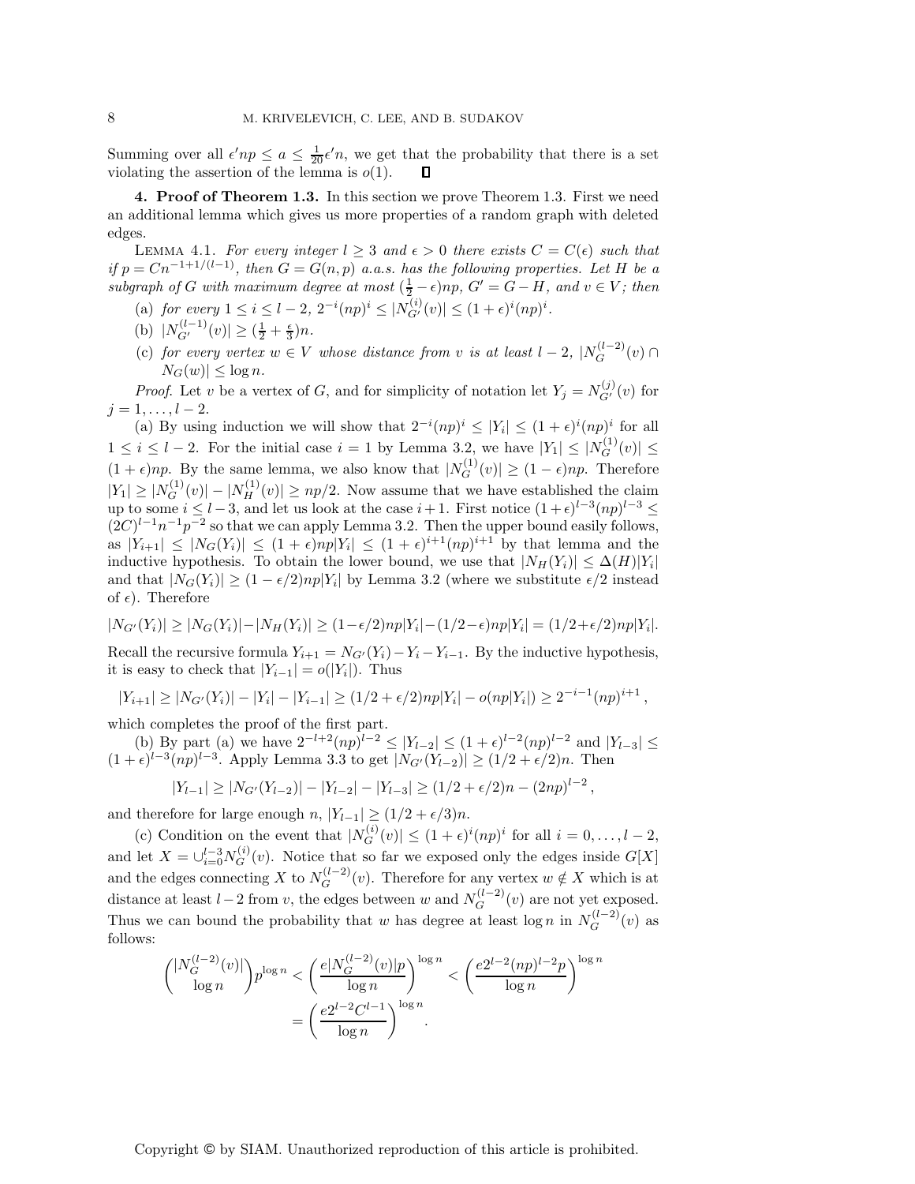Summing over all $\epsilon' np \leq a \leq \frac{1}{20}\epsilon' n$, we get that the probability that there is a set violating the assertion of the lemma is $o(1)$. ∎

**4. Proof of Theorem 1.3.** In this section we prove Theorem 1.3. First we need an additional lemma which gives us more properties of a random graph with deleted edges.

LEMMA 4.1. *For every integer $l \geq 3$ and $\epsilon > 0$ there exists $C = C(\epsilon)$ such that if $p = Cn^{-1+1/(l-1)}$, then $G = G(n,p)$ a.a.s. has the following properties. Let $H$ be a subgraph of $G$ with maximum degree at most $(\frac{1}{2} - \epsilon)np$, $G' = G - H$, and $v \in V$; then*

- (a) *for every $1 \leq i \leq l-2$, $2^{-i}(np)^i \leq |N_{G'}^{(i)}(v)| \leq (1+\epsilon)^i (np)^i$.*
- (b) *$|N_{G'}^{(l-1)}(v)| \geq (\frac{1}{2} + \frac{\epsilon}{3})n$.*
- (c) *for every vertex $w \in V$ whose distance from $v$ is at least $l-2$, $|N_G^{(l-2)}(v) \cap N_G(w)| \leq \log n$.*

*Proof.* Let $v$ be a vertex of $G$, and for simplicity of notation let $Y_j = N_{G'}^{(j)}(v)$ for $j = 1, \ldots, l-2$.

(a) By using induction we will show that $2^{-i}(np)^i \leq |Y_i| \leq (1+\epsilon)^i (np)^i$ for all $1 \leq i \leq l-2$. For the initial case $i = 1$ by Lemma 3.2, we have $|Y_1| \leq |N_G^{(1)}(v)| \leq (1+\epsilon)np$. By the same lemma, we also know that $|N_G^{(1)}(v)| \geq (1-\epsilon)np$. Therefore $|Y_1| \geq |N_G^{(1)}(v)| - |N_H^{(1)}(v)| \geq np/2$. Now assume that we have established the claim up to some $i \leq l-3$, and let us look at the case $i+1$. First notice $(1+\epsilon)^{l-3}(np)^{l-3} \leq (2C)^{l-1} n^{-1} p^{-2}$ so that we can apply Lemma 3.2. Then the upper bound easily follows, as $|Y_{i+1}| \leq |N_G(Y_i)| \leq (1+\epsilon)np|Y_i| \leq (1+\epsilon)^{i+1}(np)^{i+1}$ by that lemma and the inductive hypothesis. To obtain the lower bound, we use that $|N_H(Y_i)| \leq \Delta(H)|Y_i|$ and that $|N_G(Y_i)| \geq (1 - \epsilon/2)np|Y_i|$ by Lemma 3.2 (where we substitute $\epsilon/2$ instead of $\epsilon$). Therefore

$$|N_{G'}(Y_i)| \geq |N_G(Y_i)| - |N_H(Y_i)| \geq (1-\epsilon/2)np|Y_i| - (1/2-\epsilon)np|Y_i| = (1/2+\epsilon/2)np|Y_i|.$$

Recall the recursive formula $Y_{i+1} = N_{G'}(Y_i) - Y_i - Y_{i-1}$. By the inductive hypothesis, it is easy to check that $|Y_{i-1}| = o(|Y_i|)$. Thus

$$|Y_{i+1}| \geq |N_{G'}(Y_i)| - |Y_i| - |Y_{i-1}| \geq (1/2 + \epsilon/2)np|Y_i| - o(np|Y_i|) \geq 2^{-i-1}(np)^{i+1},$$

which completes the proof of the first part.

(b) By part (a) we have $2^{-l+2}(np)^{l-2} \leq |Y_{l-2}| \leq (1+\epsilon)^{l-2}(np)^{l-2}$ and $|Y_{l-3}| \leq (1+\epsilon)^{l-3}(np)^{l-3}$. Apply Lemma 3.3 to get $|N_{G'}(Y_{l-2})| \geq (1/2 + \epsilon/2)n$. Then

$$|Y_{l-1}| \geq |N_{G'}(Y_{l-2})| - |Y_{l-2}| - |Y_{l-3}| \geq (1/2 + \epsilon/2)n - (2np)^{l-2},$$

and therefore for large enough $n$, $|Y_{l-1}| \geq (1/2 + \epsilon/3)n$.

(c) Condition on the event that $|N_G^{(i)}(v)| \leq (1+\epsilon)^i (np)^i$ for all $i = 0, \ldots, l-2$, and let $X = \cup_{i=0}^{l-3} N_G^{(i)}(v)$. Notice that so far we exposed only the edges inside $G[X]$ and the edges connecting $X$ to $N_G^{(l-2)}(v)$. Therefore for any vertex $w \notin X$ which is at distance at least $l-2$ from $v$, the edges between $w$ and $N_G^{(l-2)}(v)$ are not yet exposed. Thus we can bound the probability that $w$ has degree at least $\log n$ in $N_G^{(l-2)}(v)$ as follows:

$$\binom{|N_G^{(l-2)}(v)|}{\log n} p^{\log n} < \left( \frac{e|N_G^{(l-2)}(v)|p}{\log n} \right)^{\log n} < \left( \frac{e 2^{l-2}(np)^{l-2} p}{\log n} \right)^{\log n}$$
$$= \left( \frac{e 2^{l-2} C^{l-1}}{\log n} \right)^{\log n}.$$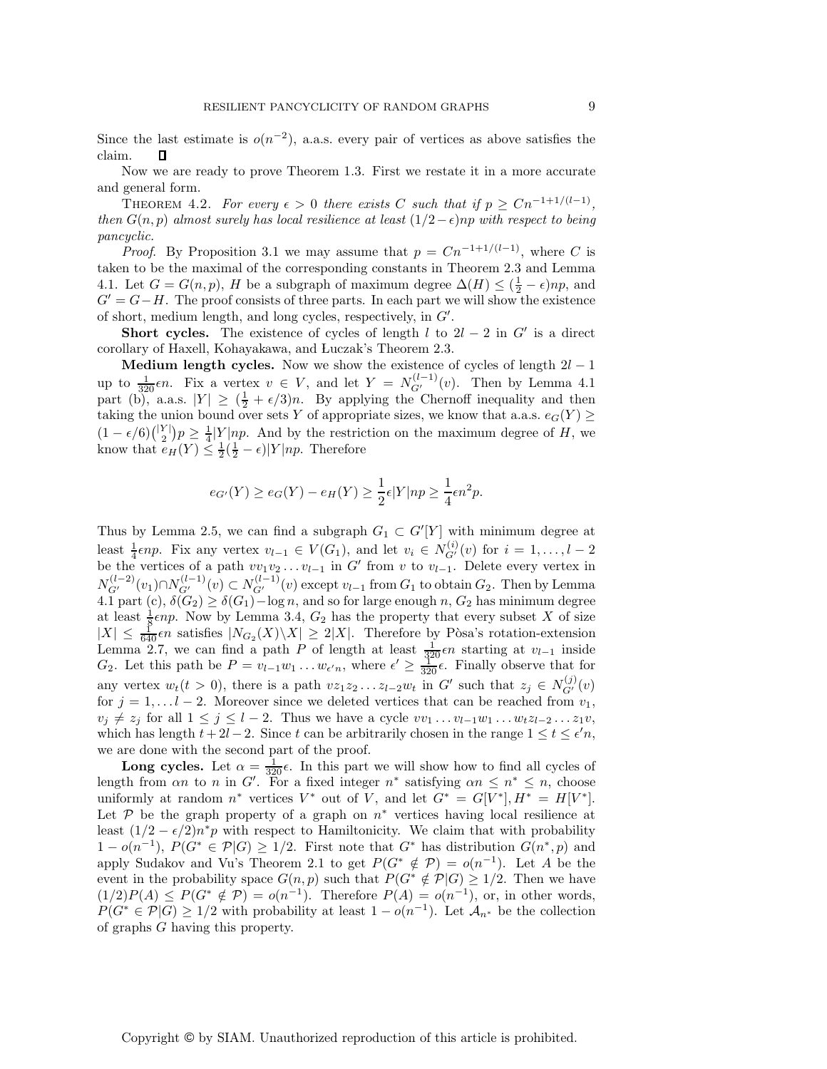Since the last estimate is $o(n^{-2})$, a.a.s. every pair of vertices as above satisfies the claim. $\square$

Now we are ready to prove Theorem 1.3. First we restate it in a more accurate and general form.

THEOREM 4.2. *For every $\epsilon > 0$ there exists $C$ such that if $p \geq Cn^{-1+1/(l-1)}$, then $G(n,p)$ almost surely has local resilience at least $(1/2-\epsilon)np$ with respect to being pancyclic.*

*Proof*. By Proposition 3.1 we may assume that $p = Cn^{-1+1/(l-1)}$, where $C$ is taken to be the maximal of the corresponding constants in Theorem 2.3 and Lemma 4.1. Let $G = G(n,p)$, $H$ be a subgraph of maximum degree $\Delta(H) \leq (\frac{1}{2} - \epsilon)np$, and $G' = G - H$. The proof consists of three parts. In each part we will show the existence of short, medium length, and long cycles, respectively, in $G'$.

**Short cycles.** The existence of cycles of length $l$ to $2l-2$ in $G'$ is a direct corollary of Haxell, Kohayakawa, and Łuczak's Theorem 2.3.

**Medium length cycles.** Now we show the existence of cycles of length $2l-1$ up to $\frac{1}{320}\epsilon n$. Fix a vertex $v \in V$, and let $Y = N_{G'}^{(l-1)}(v)$. Then by Lemma 4.1 part (b), a.a.s. $|Y| \geq (\frac{1}{2} + \epsilon/3)n$. By applying the Chernoff inequality and then taking the union bound over sets $Y$ of appropriate sizes, we know that a.a.s. $e_G(Y) \geq (1-\epsilon/6)\binom{|Y|}{2}p \geq \frac{1}{4}|Y|np$. And by the restriction on the maximum degree of $H$, we know that $e_H(Y) \leq \frac{1}{2}(\frac{1}{2} - \epsilon)|Y|np$. Therefore

$$e_{G'}(Y) \geq e_G(Y) - e_H(Y) \geq \frac{1}{2}\epsilon|Y|np \geq \frac{1}{4}\epsilon n^2 p.$$

Thus by Lemma 2.5, we can find a subgraph $G_1 \subset G'[Y]$ with minimum degree at least $\frac{1}{4}\epsilon np$. Fix any vertex $v_{l-1} \in V(G_1)$, and let $v_i \in N_{G'}^{(i)}(v)$ for $i = 1, \ldots, l-2$ be the vertices of a path $vv_1v_2\ldots v_{l-1}$ in $G'$ from $v$ to $v_{l-1}$. Delete every vertex in $N_{G'}^{(l-2)}(v_1) \cap N_{G'}^{(l-1)}(v) \subset N_{G'}^{(l-1)}(v)$ except $v_{l-1}$ from $G_1$ to obtain $G_2$. Then by Lemma 4.1 part (c), $\delta(G_2) \geq \delta(G_1) - \log n$, and so for large enough $n$, $G_2$ has minimum degree at least $\frac{1}{8}\epsilon np$. Now by Lemma 3.4, $G_2$ has the property that every subset $X$ of size $|X| \leq \frac{1}{640}\epsilon n$ satisfies $|N_{G_2}(X) \backslash X| \geq 2|X|$. Therefore by Pòsa's rotation-extension Lemma 2.7, we can find a path $P$ of length at least $\frac{1}{320}\epsilon n$ starting at $v_{l-1}$ inside $G_2$. Let this path be $P = v_{l-1}w_1\ldots w_{\epsilon' n}$, where $\epsilon' \geq \frac{1}{320}\epsilon$. Finally observe that for any vertex $w_t (t > 0)$, there is a path $vz_1z_2\ldots z_{l-2}w_t$ in $G'$ such that $z_j \in N_{G'}^{(j)}(v)$ for $j = 1, \ldots l-2$. Moreover since we deleted vertices that can be reached from $v_1$, $v_j \neq z_j$ for all $1 \leq j \leq l-2$. Thus we have a cycle $vv_1\ldots v_{l-1}w_1\ldots w_t z_{l-2}\ldots z_1 v$, which has length $t + 2l - 2$. Since $t$ can be arbitrarily chosen in the range $1 \leq t \leq \epsilon' n$, we are done with the second part of the proof.

**Long cycles.** Let $\alpha = \frac{1}{320}\epsilon$. In this part we will show how to find all cycles of length from $\alpha n$ to $n$ in $G'$. For a fixed integer $n^*$ satisfying $\alpha n \leq n^* \leq n$, choose uniformly at random $n^*$ vertices $V^*$ out of $V$, and let $G^* = G[V^*], H^* = H[V^*]$. Let $\mathcal{P}$ be the graph property of a graph on $n^*$ vertices having local resilience at least $(1/2 - \epsilon/2)n^*p$ with respect to Hamiltonicity. We claim that with probability $1 - o(n^{-1})$, $P(G^* \in \mathcal{P}|G) \geq 1/2$. First note that $G^*$ has distribution $G(n^*, p)$ and apply Sudakov and Vu's Theorem 2.1 to get $P(G^* \notin \mathcal{P}) = o(n^{-1})$. Let $A$ be the event in the probability space $G(n,p)$ such that $P(G^* \notin \mathcal{P}|G) \geq 1/2$. Then we have $(1/2)P(A) \leq P(G^* \notin \mathcal{P}) = o(n^{-1})$. Therefore $P(A) = o(n^{-1})$, or, in other words, $P(G^* \in \mathcal{P}|G) \geq 1/2$ with probability at least $1 - o(n^{-1})$. Let $\mathcal{A}_{n^*}$ be the collection of graphs $G$ having this property.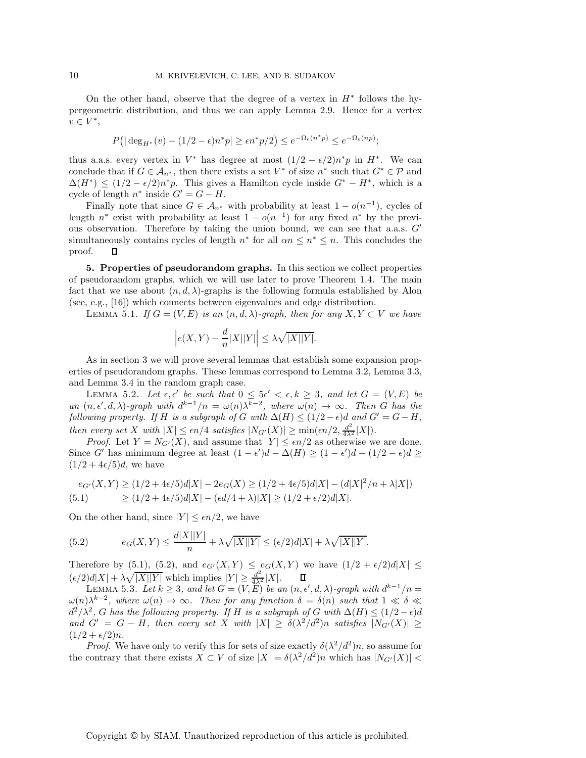On the other hand, observe that the degree of a vertex in $H^*$ follows the hypergeometric distribution, and thus we can apply Lemma 2.9. Hence for a vertex $v \in V^*$,

$$P\big(|\deg_{H^*}(v) - (1/2-\epsilon)n^*p| \geq \epsilon n^* p/2\big) \leq e^{-\Omega_\epsilon(n^*p)} \leq e^{-\Omega_\epsilon(np)};$$

thus a.a.s. every vertex in $V^*$ has degree at most $(1/2-\epsilon/2)n^*p$ in $H^*$. We can conclude that if $G \in \mathcal{A}_{n^*}$, then there exists a set $V^*$ of size $n^*$ such that $G^* \in \mathcal{P}$ and $\Delta(H^*) \leq (1/2-\epsilon/2)n^*p$. This gives a Hamilton cycle inside $G^* - H^*$, which is a cycle of length $n^*$ inside $G' = G - H$.

Finally note that since $G \in \mathcal{A}_{n^*}$ with probability at least $1 - o(n^{-1})$, cycles of length $n^*$ exist with probability at least $1 - o(n^{-1})$ for any fixed $n^*$ by the previous observation. Therefore by taking the union bound, we can see that a.a.s. $G'$ simultaneously contains cycles of length $n^*$ for all $\alpha n \leq n^* \leq n$. This concludes the proof. ∎

**5. Properties of pseudorandom graphs.** In this section we collect properties of pseudorandom graphs, which we will use later to prove Theorem 1.4. The main fact that we use about $(n,d,\lambda)$-graphs is the following formula established by Alon (see, e.g., [16]) which connects between eigenvalues and edge distribution.

LEMMA 5.1. *If $G = (V,E)$ is an $(n,d,\lambda)$-graph, then for any $X, Y \subset V$ we have*

$$\Big|e(X,Y) - \frac{d}{n}|X||Y|\Big| \leq \lambda\sqrt{|X||Y|}.$$

As in section 3 we will prove several lemmas that establish some expansion properties of pseudorandom graphs. These lemmas correspond to Lemma 3.2, Lemma 3.3, and Lemma 3.4 in the random graph case.

LEMMA 5.2. *Let $\epsilon, \epsilon'$ be such that $0 \leq 5\epsilon' < \epsilon, k \geq 3$, and let $G = (V,E)$ be an $(n,\epsilon',d,\lambda)$-graph with $d^{k-1}/n = \omega(n)\lambda^{k-2}$, where $\omega(n) \to \infty$. Then $G$ has the following property. If $H$ is a subgraph of $G$ with $\Delta(H) \leq (1/2-\epsilon)d$ and $G' = G - H$, then every set $X$ with $|X| \leq \epsilon n/4$ satisfies $|N_{G'}(X)| \geq \min(\epsilon n/2, \frac{d^2}{4\lambda^2}|X|)$.*

*Proof.* Let $Y = N_{G'}(X)$, and assume that $|Y| \leq \epsilon n/2$ as otherwise we are done. Since $G'$ has minimum degree at least $(1-\epsilon')d - \Delta(H) \geq (1-\epsilon')d - (1/2-\epsilon)d \geq (1/2 + 4\epsilon/5)d$, we have

$$\begin{aligned}
e_{G'}(X,Y) &\geq (1/2+4\epsilon/5)d|X| - 2e_G(X) \geq (1/2+4\epsilon/5)d|X| - (d|X|^2/n + \lambda|X|) \\
&\geq (1/2+4\epsilon/5)d|X| - (\epsilon d/4 + \lambda)|X| \geq (1/2+\epsilon/2)d|X|.
\end{aligned} \tag{5.1}$$

On the other hand, since $|Y| \leq \epsilon n/2$, we have

$$e_G(X,Y) \leq \frac{d|X||Y|}{n} + \lambda\sqrt{|X||Y|} \leq (\epsilon/2)d|X| + \lambda\sqrt{|X||Y|}. \tag{5.2}$$

Therefore by (5.1), (5.2), and $e_{G'}(X,Y) \leq e_G(X,Y)$ we have $(1/2+\epsilon/2)d|X| \leq (\epsilon/2)d|X| + \lambda\sqrt{|X||Y|}$ which implies $|Y| \geq \frac{d^2}{4\lambda^2}|X|$. ∎

LEMMA 5.3. *Let $k \geq 3$, and let $G = (V,E)$ be an $(n,\epsilon',d,\lambda)$-graph with $d^{k-1}/n = \omega(n)\lambda^{k-2}$, where $\omega(n) \to \infty$. Then for any function $\delta = \delta(n)$ such that $1 \ll \delta \ll d^2/\lambda^2$, $G$ has the following property. If $H$ is a subgraph of $G$ with $\Delta(H) \leq (1/2-\epsilon)d$ and $G' = G - H$, then every set $X$ with $|X| \geq \delta(\lambda^2/d^2)n$ satisfies $|N_{G'}(X)| \geq (1/2+\epsilon/2)n$.*

*Proof.* We have only to verify this for sets of size exactly $\delta(\lambda^2/d^2)n$, so assume for the contrary that there exists $X \subset V$ of size $|X| = \delta(\lambda^2/d^2)n$ which has $|N_{G'}(X)| <$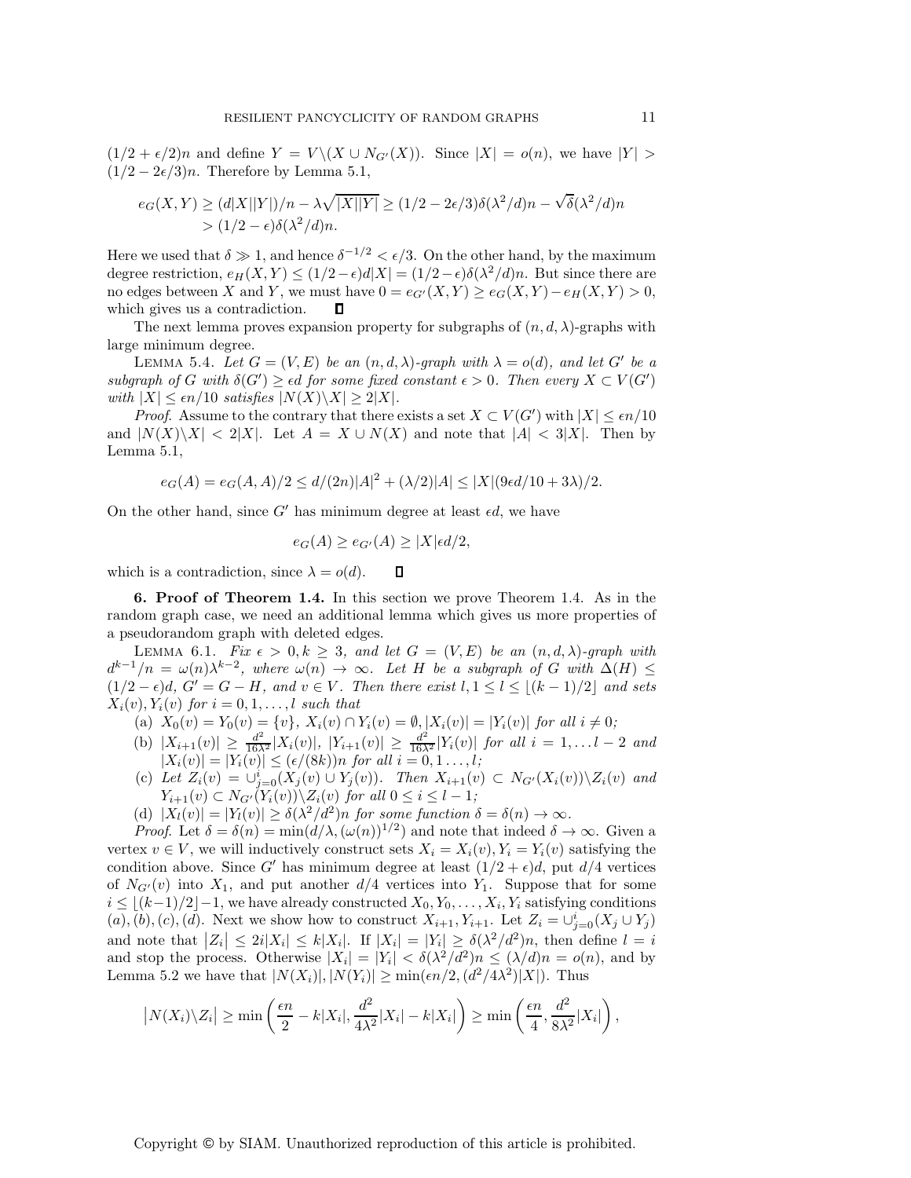$(1/2+\epsilon/2)n$ and define $Y = V\backslash(X \cup N_{G'}(X))$. Since $|X| = o(n)$, we have $|Y| > (1/2 - 2\epsilon/3)n$. Therefore by Lemma 5.1,

$$e_G(X,Y) \geq (d|X||Y|)/n - \lambda\sqrt{|X||Y|} \geq (1/2 - 2\epsilon/3)\delta(\lambda^2/d)n - \sqrt{\delta}(\lambda^2/d)n$$
$$> (1/2 - \epsilon)\delta(\lambda^2/d)n.$$

Here we used that $\delta \gg 1$, and hence $\delta^{-1/2} < \epsilon/3$. On the other hand, by the maximum degree restriction, $e_H(X,Y) \leq (1/2-\epsilon)d|X| = (1/2-\epsilon)\delta(\lambda^2/d)n$. But since there are no edges between $X$ and $Y$, we must have $0 = e_{G'}(X,Y) \geq e_G(X,Y) - e_H(X,Y) > 0$, which gives us a contradiction. $\square$

The next lemma proves expansion property for subgraphs of $(n,d,\lambda)$-graphs with large minimum degree.

Lemma 5.4. *Let $G = (V,E)$ be an $(n,d,\lambda)$-graph with $\lambda = o(d)$, and let $G'$ be a subgraph of $G$ with $\delta(G') \geq \epsilon d$ for some fixed constant $\epsilon > 0$. Then every $X \subset V(G')$ with $|X| \leq \epsilon n/10$ satisfies $|N(X)\backslash X| \geq 2|X|$.*

*Proof.* Assume to the contrary that there exists a set $X \subset V(G')$ with $|X| \leq \epsilon n/10$ and $|N(X)\backslash X| < 2|X|$. Let $A = X \cup N(X)$ and note that $|A| < 3|X|$. Then by Lemma 5.1,

$$e_G(A) = e_G(A,A)/2 \leq d/(2n)|A|^2 + (\lambda/2)|A| \leq |X|(9\epsilon d/10 + 3\lambda)/2.$$

On the other hand, since $G'$ has minimum degree at least $\epsilon d$, we have

$$e_G(A) \geq e_{G'}(A) \geq |X|\epsilon d/2,$$

which is a contradiction, since $\lambda = o(d)$. $\square$

**6. Proof of Theorem 1.4.** In this section we prove Theorem 1.4. As in the random graph case, we need an additional lemma which gives us more properties of a pseudorandom graph with deleted edges.

Lemma 6.1. *Fix $\epsilon > 0, k \geq 3$, and let $G = (V,E)$ be an $(n,d,\lambda)$-graph with $d^{k-1}/n = \omega(n)\lambda^{k-2}$, where $\omega(n) \to \infty$. Let $H$ be a subgraph of $G$ with $\Delta(H) \leq (1/2-\epsilon)d$, $G' = G - H$, and $v \in V$. Then there exist $l, 1 \leq l \leq \lfloor (k-1)/2 \rfloor$ and sets $X_i(v), Y_i(v)$ for $i = 0,1,\ldots,l$ such that*

(a) *$X_0(v) = Y_0(v) = \{v\}$, $X_i(v) \cap Y_i(v) = \emptyset, |X_i(v)| = |Y_i(v)|$ for all $i \neq 0$;*

(b) *$|X_{i+1}(v)| \geq \frac{d^2}{16\lambda^2}|X_i(v)|$, $|Y_{i+1}(v)| \geq \frac{d^2}{16\lambda^2}|Y_i(v)|$ for all $i = 1,\ldots l-2$ and $|X_i(v)| = |Y_i(v)| \leq (\epsilon/(8k))n$ for all $i = 0,1\ldots,l$;*

(c) *Let $Z_i(v) = \cup_{j=0}^{i}(X_j(v) \cup Y_j(v))$. Then $X_{i+1}(v) \subset N_{G'}(X_i(v))\backslash Z_i(v)$ and $Y_{i+1}(v) \subset N_{G'}(Y_i(v))\backslash Z_i(v)$ for all $0 \leq i \leq l-1$;*

(d) *$|X_l(v)| = |Y_l(v)| \geq \delta(\lambda^2/d^2)n$ for some function $\delta = \delta(n) \to \infty$.*

*Proof.* Let $\delta = \delta(n) = \min(d/\lambda, (\omega(n))^{1/2})$ and note that indeed $\delta \to \infty$. Given a vertex $v \in V$, we will inductively construct sets $X_i = X_i(v), Y_i = Y_i(v)$ satisfying the condition above. Since $G'$ has minimum degree at least $(1/2+\epsilon)d$, put $d/4$ vertices of $N_{G'}(v)$ into $X_1$, and put another $d/4$ vertices into $Y_1$. Suppose that for some $i \leq \lfloor (k-1)/2 \rfloor - 1$, we have already constructed $X_0, Y_0, \ldots, X_i, Y_i$ satisfying conditions $(a),(b),(c),(d)$. Next we show how to construct $X_{i+1}, Y_{i+1}$. Let $Z_i = \cup_{j=0}^{i}(X_j \cup Y_j)$ and note that $|Z_i| \leq 2i|X_i| \leq k|X_i|$. If $|X_i| = |Y_i| \geq \delta(\lambda^2/d^2)n$, then define $l = i$ and stop the process. Otherwise $|X_i| = |Y_i| < \delta(\lambda^2/d^2)n \leq (\lambda/d)n = o(n)$, and by Lemma 5.2 we have that $|N(X_i)|, |N(Y_i)| \geq \min(\epsilon n/2, (d^2/4\lambda^2)|X|)$. Thus

$$\left|N(X_i)\backslash Z_i\right| \geq \min\left(\frac{\epsilon n}{2} - k|X_i|, \frac{d^2}{4\lambda^2}|X_i| - k|X_i|\right) \geq \min\left(\frac{\epsilon n}{4}, \frac{d^2}{8\lambda^2}|X_i|\right),$$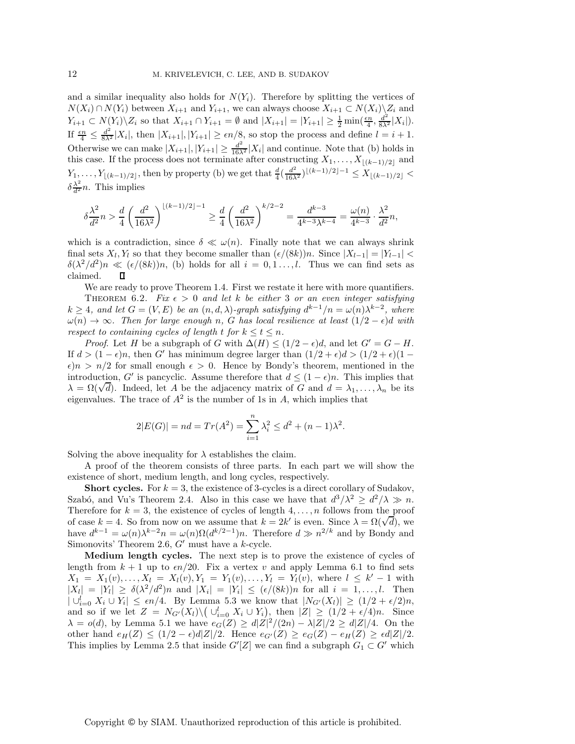and a similar inequality also holds for $N(Y_i)$. Therefore by splitting the vertices of $N(X_i) \cap N(Y_i)$ between $X_{i+1}$ and $Y_{i+1}$, we can always choose $X_{i+1} \subset N(X_i) \backslash Z_i$ and $Y_{i+1} \subset N(Y_i) \backslash Z_i$ so that $X_{i+1} \cap Y_{i+1} = \emptyset$ and $|X_{i+1}| = |Y_{i+1}| \geq \frac{1}{2} \min(\frac{\epsilon n}{4}, \frac{d^2}{8\lambda^2}|X_i|)$. If $\frac{\epsilon n}{4} \leq \frac{d^2}{8\lambda^2}|X_i|$, then $|X_{i+1}|, |Y_{i+1}| \geq \epsilon n/8$, so stop the process and define $l = i+1$. Otherwise we can make $|X_{i+1}|, |Y_{i+1}| \geq \frac{d^2}{16\lambda^2}|X_i|$ and continue. Note that (b) holds in this case. If the process does not terminate after constructing $X_1, \ldots, X_{\lfloor (k-1)/2 \rfloor}$ and $Y_1, \ldots, Y_{\lfloor (k-1)/2 \rfloor}$, then by property (b) we get that $\frac{d}{4}(\frac{d^2}{16\lambda^2})^{\lfloor (k-1)/2 \rfloor - 1} \leq X_{\lfloor (k-1)/2 \rfloor} < \delta \frac{\lambda^2}{d^2} n$. This implies

$$\delta \frac{\lambda^2}{d^2} n > \frac{d}{4} \left( \frac{d^2}{16\lambda^2} \right)^{\lfloor (k-1)/2 \rfloor - 1} \geq \frac{d}{4} \left( \frac{d^2}{16\lambda^2} \right)^{k/2-2} = \frac{d^{k-3}}{4^{k-3}\lambda^{k-4}} = \frac{\omega(n)}{4^{k-3}} \cdot \frac{\lambda^2}{d^2} n,$$

which is a contradiction, since $\delta \ll \omega(n)$. Finally note that we can always shrink final sets $X_l, Y_l$ so that they become smaller than $(\epsilon/(8k))n$. Since $|X_{l-1}| = |Y_{l-1}| < \delta(\lambda^2/d^2)n \ll (\epsilon/(8k))n$, (b) holds for all $i = 0, 1 \ldots, l$. Thus we can find sets as claimed. $\square$

We are ready to prove Theorem 1.4. First we restate it here with more quantifiers.

THEOREM 6.2. *Fix $\epsilon > 0$ and let $k$ be either 3 or an even integer satisfying $k \geq 4$, and let $G = (V, E)$ be an $(n, d, \lambda)$-graph satisfying $d^{k-1}/n = \omega(n)\lambda^{k-2}$, where $\omega(n) \to \infty$. Then for large enough $n$, $G$ has local resilience at least $(1/2 - \epsilon)d$ with respect to containing cycles of length $t$ for $k \leq t \leq n$.*

*Proof.* Let $H$ be a subgraph of $G$ with $\Delta(H) \leq (1/2 - \epsilon)d$, and let $G' = G - H$. If $d > (1-\epsilon)n$, then $G'$ has minimum degree larger than $(1/2+\epsilon)d > (1/2+\epsilon)(1-\epsilon)n > n/2$ for small enough $\epsilon > 0$. Hence by Bondy's theorem, mentioned in the introduction, $G'$ is pancyclic. Assume therefore that $d \leq (1-\epsilon)n$. This implies that $\lambda = \Omega(\sqrt{d})$. Indeed, let $A$ be the adjacency matrix of $G$ and $d = \lambda_1, \ldots, \lambda_n$ be its eigenvalues. The trace of $A^2$ is the number of 1s in $A$, which implies that

$$2|E(G)| = nd = Tr(A^2) = \sum_{i=1}^{n} \lambda_i^2 \leq d^2 + (n-1)\lambda^2.$$

Solving the above inequality for $\lambda$ establishes the claim.

A proof of the theorem consists of three parts. In each part we will show the existence of short, medium length, and long cycles, respectively.

**Short cycles.** For $k = 3$, the existence of 3-cycles is a direct corollary of Sudakov, Szabó, and Vu's Theorem 2.4. Also in this case we have that $d^3/\lambda^2 \geq d^2/\lambda \gg n$. Therefore for $k = 3$, the existence of cycles of length $4, \ldots, n$ follows from the proof of case $k = 4$. So from now on we assume that $k = 2k'$ is even. Since $\lambda = \Omega(\sqrt{d})$, we have $d^{k-1} = \omega(n)\lambda^{k-2}n = \omega(n)\Omega(d^{k/2-1})n$. Therefore $d \gg n^{2/k}$ and by Bondy and Simonovits' Theorem 2.6, $G'$ must have a $k$-cycle.

**Medium length cycles.** The next step is to prove the existence of cycles of length from $k+1$ up to $\epsilon n/20$. Fix a vertex $v$ and apply Lemma 6.1 to find sets $X_1 = X_1(v), \ldots, X_l = X_l(v), Y_1 = Y_1(v), \ldots, Y_l = Y_l(v)$, where $l \leq k' - 1$ with $|X_l| = |Y_l| \geq \delta(\lambda^2/d^2)n$ and $|X_i| = |Y_i| \leq (\epsilon/(8k))n$ for all $i = 1, \ldots, l$. Then $|\cup_{i=0}^{l} X_i \cup Y_i| \leq \epsilon n/4$. By Lemma 5.3 we know that $|N_{G'}(X_l)| \geq (1/2 + \epsilon/2)n$, and so if we let $Z = N_{G'}(X_l) \backslash \big( \cup_{i=0}^{l} X_i \cup Y_i \big)$, then $|Z| \geq (1/2 + \epsilon/4)n$. Since $\lambda = o(d)$, by Lemma 5.1 we have $e_G(Z) \geq d|Z|^2/(2n) - \lambda|Z|/2 \geq d|Z|/4$. On the other hand $e_H(Z) \leq (1/2 - \epsilon)d|Z|/2$. Hence $e_{G'}(Z) \geq e_G(Z) - e_H(Z) \geq \epsilon d|Z|/2$. This implies by Lemma 2.5 that inside $G'[Z]$ we can find a subgraph $G_1 \subset G'$ which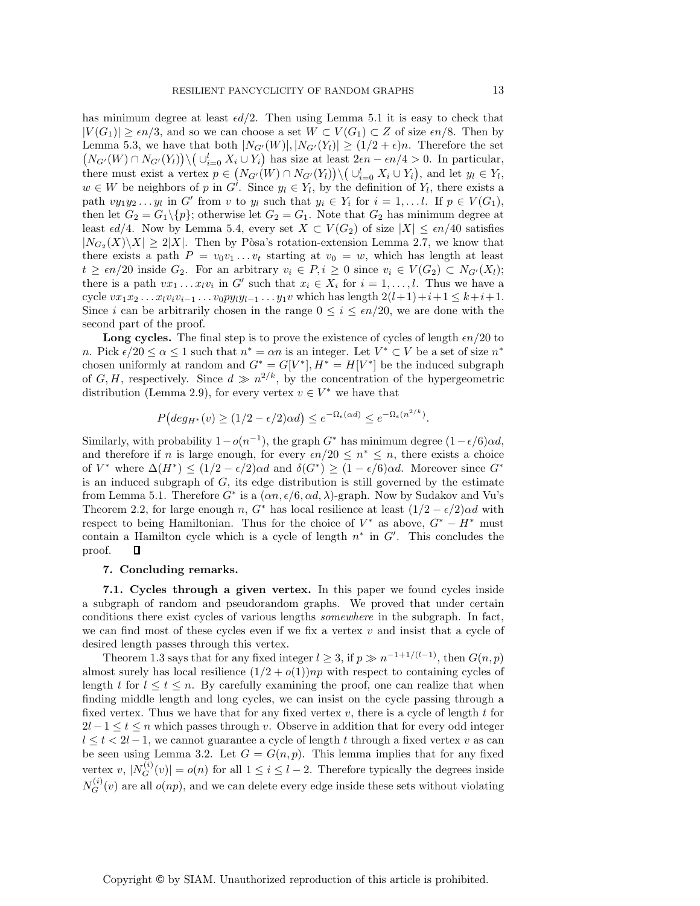has minimum degree at least $\epsilon d/2$. Then using Lemma 5.1 it is easy to check that $|V(G_1)| \geq \epsilon n/3$, and so we can choose a set $W \subset V(G_1) \subset Z$ of size $\epsilon n/8$. Then by Lemma 5.3, we have that both $|N_{G'}(W)|, |N_{G'}(Y_l)| \geq (1/2+\epsilon)n$. Therefore the set $\big(N_{G'}(W) \cap N_{G'}(Y_l)\big) \backslash \big(\cup_{i=0}^{l} X_i \cup Y_i\big)$ has size at least $2\epsilon n - \epsilon n/4 > 0$. In particular, there must exist a vertex $p \in \big(N_{G'}(W) \cap N_{G'}(Y_l)\big) \backslash \big(\cup_{i=0}^{l} X_i \cup Y_i\big)$, and let $y_l \in Y_l$, $w \in W$ be neighbors of $p$ in $G'$. Since $y_l \in Y_l$, by the definition of $Y_l$, there exists a path $vy_1y_2 \dots y_l$ in $G'$ from $v$ to $y_l$ such that $y_i \in Y_i$ for $i = 1, \dots l$. If $p \in V(G_1)$, then let $G_2 = G_1 \backslash \{p\}$; otherwise let $G_2 = G_1$. Note that $G_2$ has minimum degree at least $\epsilon d/4$. Now by Lemma 5.4, every set $X \subset V(G_2)$ of size $|X| \leq \epsilon n/40$ satisfies $|N_{G_2}(X) \backslash X| \geq 2|X|$. Then by Pòsa's rotation-extension Lemma 2.7, we know that there exists a path $P = v_0v_1 \dots v_t$ starting at $v_0 = w$, which has length at least $t \geq \epsilon n/20$ inside $G_2$. For an arbitrary $v_i \in P, i \geq 0$ since $v_i \in V(G_2) \subset N_{G'}(X_l)$; there is a path $vx_1 \dots x_lv_i$ in $G'$ such that $x_i \in X_i$ for $i = 1, \dots, l$. Thus we have a cycle $vx_1x_2 \dots x_lv_iv_{i-1} \dots v_0py_ly_{l-1} \dots y_1v$ which has length $2(l+1)+i+1 \leq k+i+1$. Since $i$ can be arbitrarily chosen in the range $0 \leq i \leq \epsilon n/20$, we are done with the second part of the proof.

**Long cycles.** The final step is to prove the existence of cycles of length $\epsilon n/20$ to $n$. Pick $\epsilon/20 \leq \alpha \leq 1$ such that $n^* = \alpha n$ is an integer. Let $V^* \subset V$ be a set of size $n^*$ chosen uniformly at random and $G^* = G[V^*], H^* = H[V^*]$ be the induced subgraph of $G, H$, respectively. Since $d \gg n^{2/k}$, by the concentration of the hypergeometric distribution (Lemma 2.9), for every vertex $v \in V^*$ we have that

$$P\big(deg_{H^*}(v) \geq (1/2 - \epsilon/2)\alpha d\big) \leq e^{-\Omega_\epsilon(\alpha d)} \leq e^{-\Omega_\epsilon(n^{2/k})}.$$

Similarly, with probability $1 - o(n^{-1})$, the graph $G^*$ has minimum degree $(1-\epsilon/6)\alpha d$, and therefore if $n$ is large enough, for every $\epsilon n/20 \leq n^* \leq n$, there exists a choice of $V^*$ where $\Delta(H^*) \leq (1/2 - \epsilon/2)\alpha d$ and $\delta(G^*) \geq (1-\epsilon/6)\alpha d$. Moreover since $G^*$ is an induced subgraph of $G$, its edge distribution is still governed by the estimate from Lemma 5.1. Therefore $G^*$ is a $(\alpha n, \epsilon/6, \alpha d, \lambda)$-graph. Now by Sudakov and Vu's Theorem 2.2, for large enough $n$, $G^*$ has local resilience at least $(1/2 - \epsilon/2)\alpha d$ with respect to being Hamiltonian. Thus for the choice of $V^*$ as above, $G^* - H^*$ must contain a Hamilton cycle which is a cycle of length $n^*$ in $G'$. This concludes the proof. $\square$

## 7. Concluding remarks.

**7.1. Cycles through a given vertex.** In this paper we found cycles inside a subgraph of random and pseudorandom graphs. We proved that under certain conditions there exist cycles of various lengths *somewhere* in the subgraph. In fact, we can find most of these cycles even if we fix a vertex $v$ and insist that a cycle of desired length passes through this vertex.

Theorem 1.3 says that for any fixed integer $l \geq 3$, if $p \gg n^{-1+1/(l-1)}$, then $G(n,p)$ almost surely has local resilience $(1/2 + o(1))np$ with respect to containing cycles of length $t$ for $l \leq t \leq n$. By carefully examining the proof, one can realize that when finding middle length and long cycles, we can insist on the cycle passing through a fixed vertex. Thus we have that for any fixed vertex $v$, there is a cycle of length $t$ for $2l-1 \leq t \leq n$ which passes through $v$. Observe in addition that for every odd integer $l \leq t < 2l-1$, we cannot guarantee a cycle of length $t$ through a fixed vertex $v$ as can be seen using Lemma 3.2. Let $G = G(n,p)$. This lemma implies that for any fixed vertex $v$, $|N_G^{(i)}(v)| = o(n)$ for all $1 \leq i \leq l-2$. Therefore typically the degrees inside $N_G^{(i)}(v)$ are all $o(np)$, and we can delete every edge inside these sets without violating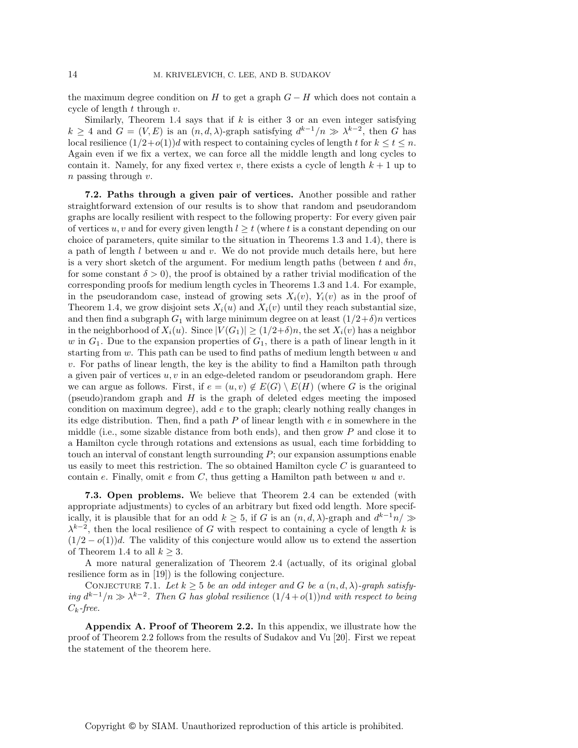the maximum degree condition on $H$ to get a graph $G - H$ which does not contain a cycle of length $t$ through $v$.

Similarly, Theorem 1.4 says that if $k$ is either 3 or an even integer satisfying $k \geq 4$ and $G = (V, E)$ is an $(n, d, \lambda)$-graph satisfying $d^{k-1}/n \gg \lambda^{k-2}$, then $G$ has local resilience $(1/2+o(1))d$ with respect to containing cycles of length $t$ for $k \leq t \leq n$. Again even if we fix a vertex, we can force all the middle length and long cycles to contain it. Namely, for any fixed vertex $v$, there exists a cycle of length $k+1$ up to $n$ passing through $v$.

**7.2. Paths through a given pair of vertices.** Another possible and rather straightforward extension of our results is to show that random and pseudorandom graphs are locally resilient with respect to the following property: For every given pair of vertices $u, v$ and for every given length $l \geq t$ (where $t$ is a constant depending on our choice of parameters, quite similar to the situation in Theorems 1.3 and 1.4), there is a path of length $l$ between $u$ and $v$. We do not provide much details here, but here is a very short sketch of the argument. For medium length paths (between $t$ and $\delta n$, for some constant $\delta > 0$), the proof is obtained by a rather trivial modification of the corresponding proofs for medium length cycles in Theorems 1.3 and 1.4. For example, in the pseudorandom case, instead of growing sets $X_i(v)$, $Y_i(v)$ as in the proof of Theorem 1.4, we grow disjoint sets $X_i(u)$ and $X_i(v)$ until they reach substantial size, and then find a subgraph $G_1$ with large minimum degree on at least $(1/2+\delta)n$ vertices in the neighborhood of $X_i(u)$. Since $|V(G_1)| \geq (1/2+\delta)n$, the set $X_i(v)$ has a neighbor $w$ in $G_1$. Due to the expansion properties of $G_1$, there is a path of linear length in it starting from $w$. This path can be used to find paths of medium length between $u$ and $v$. For paths of linear length, the key is the ability to find a Hamilton path through a given pair of vertices $u, v$ in an edge-deleted random or pseudorandom graph. Here we can argue as follows. First, if $e = (u, v) \notin E(G) \setminus E(H)$ (where $G$ is the original (pseudo)random graph and $H$ is the graph of deleted edges meeting the imposed condition on maximum degree), add $e$ to the graph; clearly nothing really changes in its edge distribution. Then, find a path $P$ of linear length with $e$ in somewhere in the middle (i.e., some sizable distance from both ends), and then grow $P$ and close it to a Hamilton cycle through rotations and extensions as usual, each time forbidding to touch an interval of constant length surrounding $P$; our expansion assumptions enable us easily to meet this restriction. The so obtained Hamilton cycle $C$ is guaranteed to contain $e$. Finally, omit $e$ from $C$, thus getting a Hamilton path between $u$ and $v$.

**7.3. Open problems.** We believe that Theorem 2.4 can be extended (with appropriate adjustments) to cycles of an arbitrary but fixed odd length. More specifically, it is plausible that for an odd $k \geq 5$, if $G$ is an $(n, d, \lambda)$-graph and $d^{k-1}n/ \gg \lambda^{k-2}$, then the local resilience of $G$ with respect to containing a cycle of length $k$ is $(1/2 - o(1))d$. The validity of this conjecture would allow us to extend the assertion of Theorem 1.4 to all $k \geq 3$.

A more natural generalization of Theorem 2.4 (actually, of its original global resilience form as in [19]) is the following conjecture.

Conjecture 7.1. *Let $k \geq 5$ be an odd integer and $G$ be a $(n, d, \lambda)$-graph satisfying $d^{k-1}/n \gg \lambda^{k-2}$. Then $G$ has global resilience $(1/4 + o(1))nd$ with respect to being $C_k$-free.*

**Appendix A. Proof of Theorem 2.2.** In this appendix, we illustrate how the proof of Theorem 2.2 follows from the results of Sudakov and Vu [20]. First we repeat the statement of the theorem here.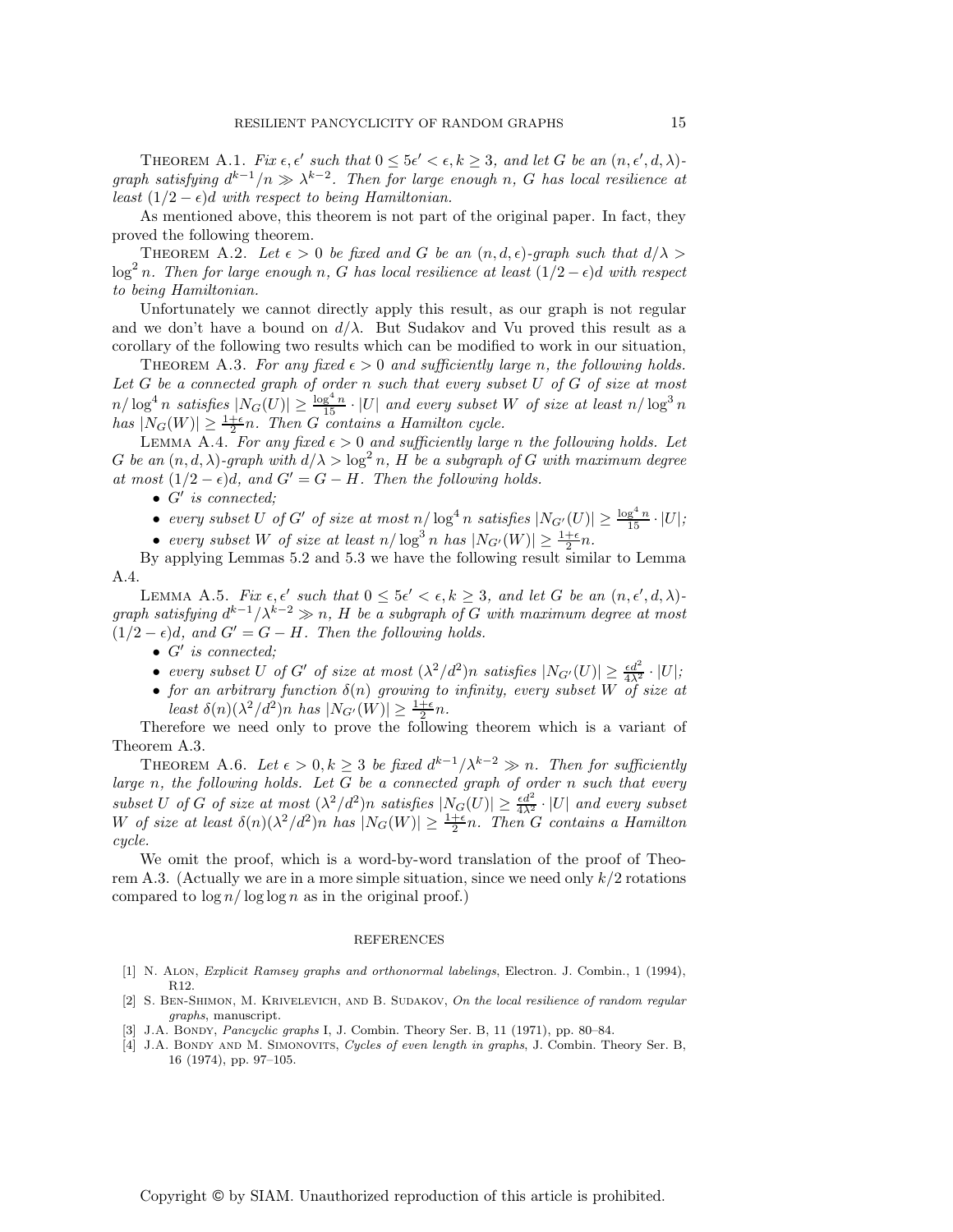THEOREM A.1. *Fix $\epsilon, \epsilon'$ such that $0 \leq 5\epsilon' < \epsilon, k \geq 3$, and let $G$ be an $(n, \epsilon', d, \lambda)$-graph satisfying $d^{k-1}/n \gg \lambda^{k-2}$. Then for large enough $n$, $G$ has local resilience at least $(1/2 - \epsilon)d$ with respect to being Hamiltonian.*

As mentioned above, this theorem is not part of the original paper. In fact, they proved the following theorem.

THEOREM A.2. *Let $\epsilon > 0$ be fixed and $G$ be an $(n, d, \epsilon)$-graph such that $d/\lambda > \log^2 n$. Then for large enough $n$, $G$ has local resilience at least $(1/2 - \epsilon)d$ with respect to being Hamiltonian.*

Unfortunately we cannot directly apply this result, as our graph is not regular and we don't have a bound on $d/\lambda$. But Sudakov and Vu proved this result as a corollary of the following two results which can be modified to work in our situation,

THEOREM A.3. *For any fixed $\epsilon > 0$ and sufficiently large $n$, the following holds. Let $G$ be a connected graph of order $n$ such that every subset $U$ of $G$ of size at most $n/\log^4 n$ satisfies $|N_G(U)| \geq \frac{\log^4 n}{15} \cdot |U|$ and every subset $W$ of size at least $n/\log^3 n$ has $|N_G(W)| \geq \frac{1+\epsilon}{2}n$. Then $G$ contains a Hamilton cycle.*

LEMMA A.4. *For any fixed $\epsilon > 0$ and sufficiently large $n$ the following holds. Let $G$ be an $(n, d, \lambda)$-graph with $d/\lambda > \log^2 n$, $H$ be a subgraph of $G$ with maximum degree at most $(1/2 - \epsilon)d$, and $G' = G - H$. Then the following holds.*

- *$G'$ is connected;*
- *every subset $U$ of $G'$ of size at most $n/\log^4 n$ satisfies $|N_{G'}(U)| \geq \frac{\log^4 n}{15} \cdot |U|$;*
- *every subset $W$ of size at least $n/\log^3 n$ has $|N_{G'}(W)| \geq \frac{1+\epsilon}{2}n$.*

By applying Lemmas 5.2 and 5.3 we have the following result similar to Lemma A.4.

LEMMA A.5. *Fix $\epsilon, \epsilon'$ such that $0 \leq 5\epsilon' < \epsilon, k \geq 3$, and let $G$ be an $(n, \epsilon', d, \lambda)$-graph satisfying $d^{k-1}/\lambda^{k-2} \gg n$, $H$ be a subgraph of $G$ with maximum degree at most $(1/2 - \epsilon)d$, and $G' = G - H$. Then the following holds.*

- *$G'$ is connected;*
- *every subset $U$ of $G'$ of size at most $(\lambda^2/d^2)n$ satisfies $|N_{G'}(U)| \geq \frac{\epsilon d^2}{4\lambda^2} \cdot |U|$;*
- *for an arbitrary function $\delta(n)$ growing to infinity, every subset $W$ of size at least $\delta(n)(\lambda^2/d^2)n$ has $|N_{G'}(W)| \geq \frac{1+\epsilon}{2}n$.*

Therefore we need only to prove the following theorem which is a variant of Theorem A.3.

THEOREM A.6. *Let $\epsilon > 0, k \geq 3$ be fixed $d^{k-1}/\lambda^{k-2} \gg n$. Then for sufficiently large $n$, the following holds. Let $G$ be a connected graph of order $n$ such that every subset $U$ of $G$ of size at most $(\lambda^2/d^2)n$ satisfies $|N_G(U)| \geq \frac{\epsilon d^2}{4\lambda^2} \cdot |U|$ and every subset $W$ of size at least $\delta(n)(\lambda^2/d^2)n$ has $|N_G(W)| \geq \frac{1+\epsilon}{2}n$. Then $G$ contains a Hamilton cycle.*

We omit the proof, which is a word-by-word translation of the proof of Theorem A.3. (Actually we are in a more simple situation, since we need only $k/2$ rotations compared to $\log n/\log\log n$ as in the original proof.)

## REFERENCES

[1] N. ALON, *Explicit Ramsey graphs and orthonormal labelings*, Electron. J. Combin., 1 (1994), R12.

[2] S. BEN-SHIMON, M. KRIVELEVICH, AND B. SUDAKOV, *On the local resilience of random regular graphs*, manuscript.

[3] J.A. BONDY, *Pancyclic graphs* I, J. Combin. Theory Ser. B, 11 (1971), pp. 80–84.

[4] J.A. BONDY AND M. SIMONOVITS, *Cycles of even length in graphs*, J. Combin. Theory Ser. B, 16 (1974), pp. 97–105.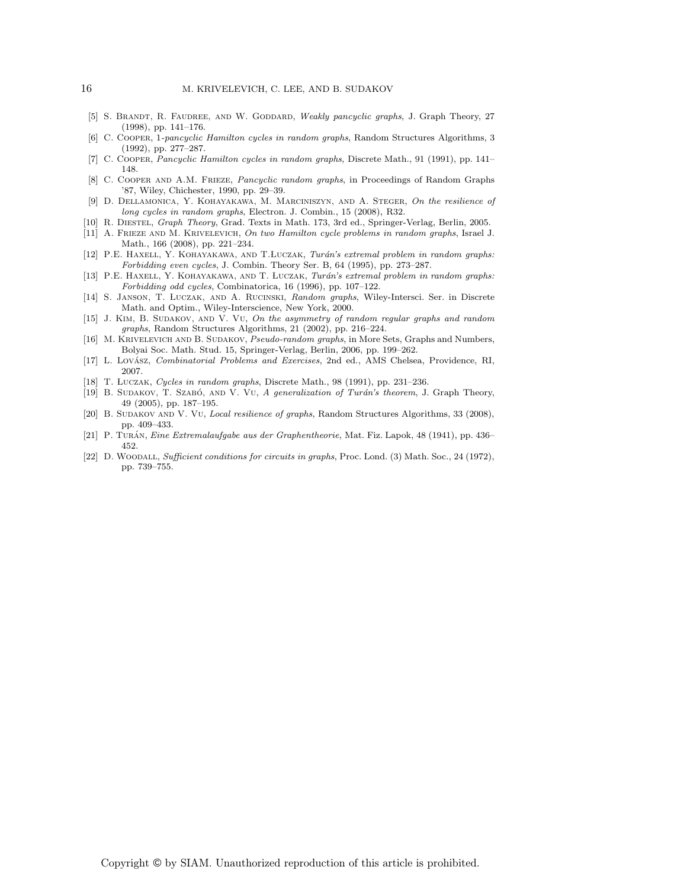[5] S. Brandt, R. Faudree, and W. Goddard, *Weakly pancyclic graphs*, J. Graph Theory, 27 (1998), pp. 141–176.

[6] C. Cooper, 1*-pancyclic Hamilton cycles in random graphs*, Random Structures Algorithms, 3 (1992), pp. 277–287.

[7] C. Cooper, *Pancyclic Hamilton cycles in random graphs*, Discrete Math., 91 (1991), pp. 141–148.

[8] C. Cooper and A.M. Frieze, *Pancyclic random graphs*, in Proceedings of Random Graphs '87, Wiley, Chichester, 1990, pp. 29–39.

[9] D. Dellamonica, Y. Kohayakawa, M. Marciniszyn, and A. Steger, *On the resilience of long cycles in random graphs*, Electron. J. Combin., 15 (2008), R32.

[10] R. Diestel, *Graph Theory*, Grad. Texts in Math. 173, 3rd ed., Springer-Verlag, Berlin, 2005.

[11] A. Frieze and M. Krivelevich, *On two Hamilton cycle problems in random graphs*, Israel J. Math., 166 (2008), pp. 221–234.

[12] P.E. Haxell, Y. Kohayakawa, and T.Łuczak, *Turán's extremal problem in random graphs: Forbidding even cycles*, J. Combin. Theory Ser. B, 64 (1995), pp. 273–287.

[13] P.E. Haxell, Y. Kohayakawa, and T. Łuczak, *Turán's extremal problem in random graphs: Forbidding odd cycles*, Combinatorica, 16 (1996), pp. 107–122.

[14] S. Janson, T. Łuczak, and A. Rucinski, *Random graphs*, Wiley-Intersci. Ser. in Discrete Math. and Optim., Wiley-Interscience, New York, 2000.

[15] J. Kim, B. Sudakov, and V. Vu, *On the asymmetry of random regular graphs and random graphs*, Random Structures Algorithms, 21 (2002), pp. 216–224.

[16] M. Krivelevich and B. Sudakov, *Pseudo-random graphs*, in More Sets, Graphs and Numbers, Bolyai Soc. Math. Stud. 15, Springer-Verlag, Berlin, 2006, pp. 199–262.

[17] L. Lovász, *Combinatorial Problems and Exercises*, 2nd ed., AMS Chelsea, Providence, RI, 2007.

[18] T. Łuczak, *Cycles in random graphs*, Discrete Math., 98 (1991), pp. 231–236.

[19] B. Sudakov, T. Szabó, and V. Vu, *A generalization of Turán's theorem*, J. Graph Theory, 49 (2005), pp. 187–195.

[20] B. Sudakov and V. Vu, *Local resilience of graphs*, Random Structures Algorithms, 33 (2008), pp. 409–433.

[21] P. Turán, *Eine Extremalaufgabe aus der Graphentheorie*, Mat. Fiz. Lapok, 48 (1941), pp. 436–452.

[22] D. Woodall, *Sufficient conditions for circuits in graphs*, Proc. Lond. (3) Math. Soc., 24 (1972), pp. 739–755.